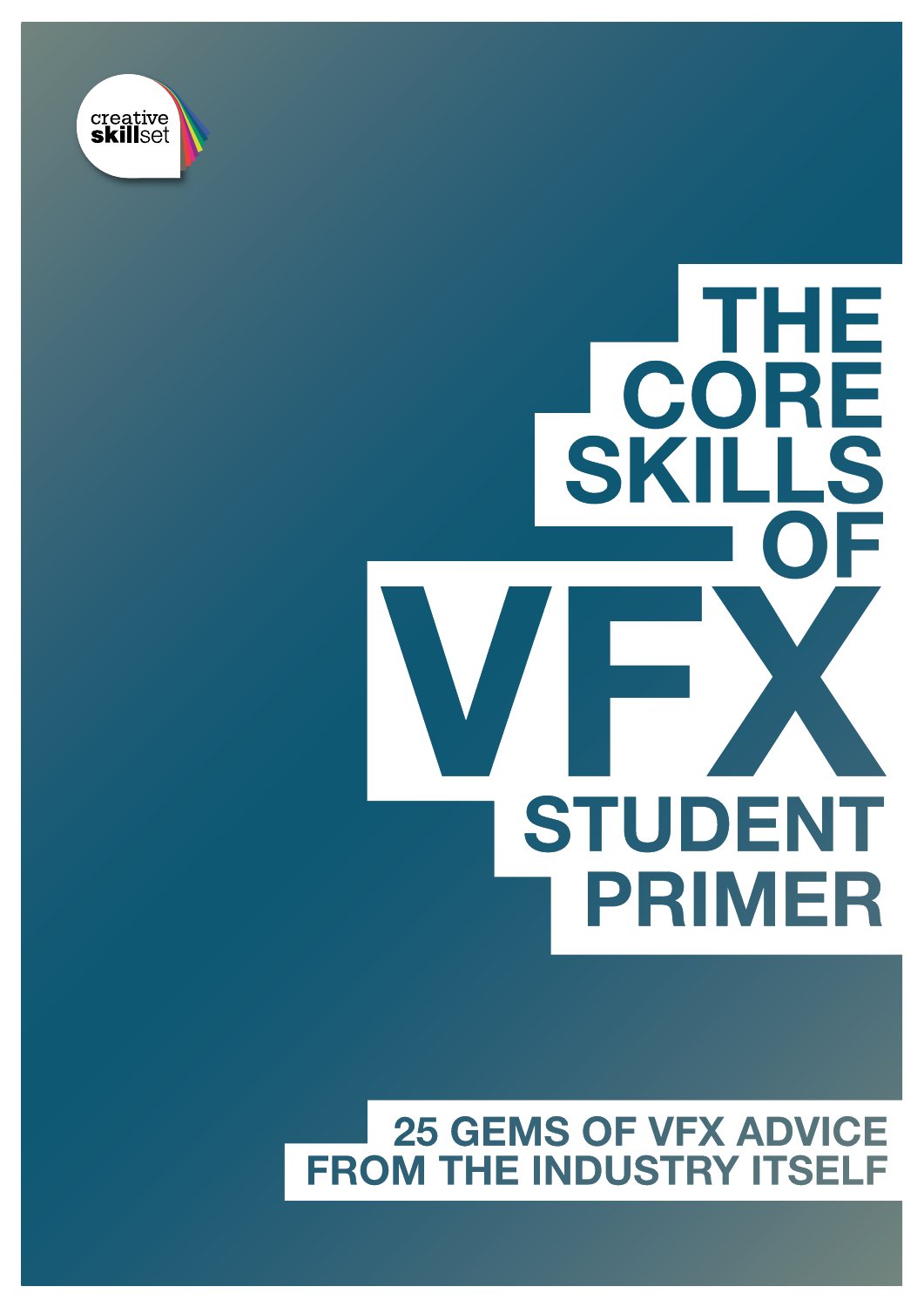creative skillset

# THE CORE SKILLS OF VFX

## STUDENT PRIMER

**25 GEMS OF VFX ADVICE FROM THE INDUSTRY ITSELF**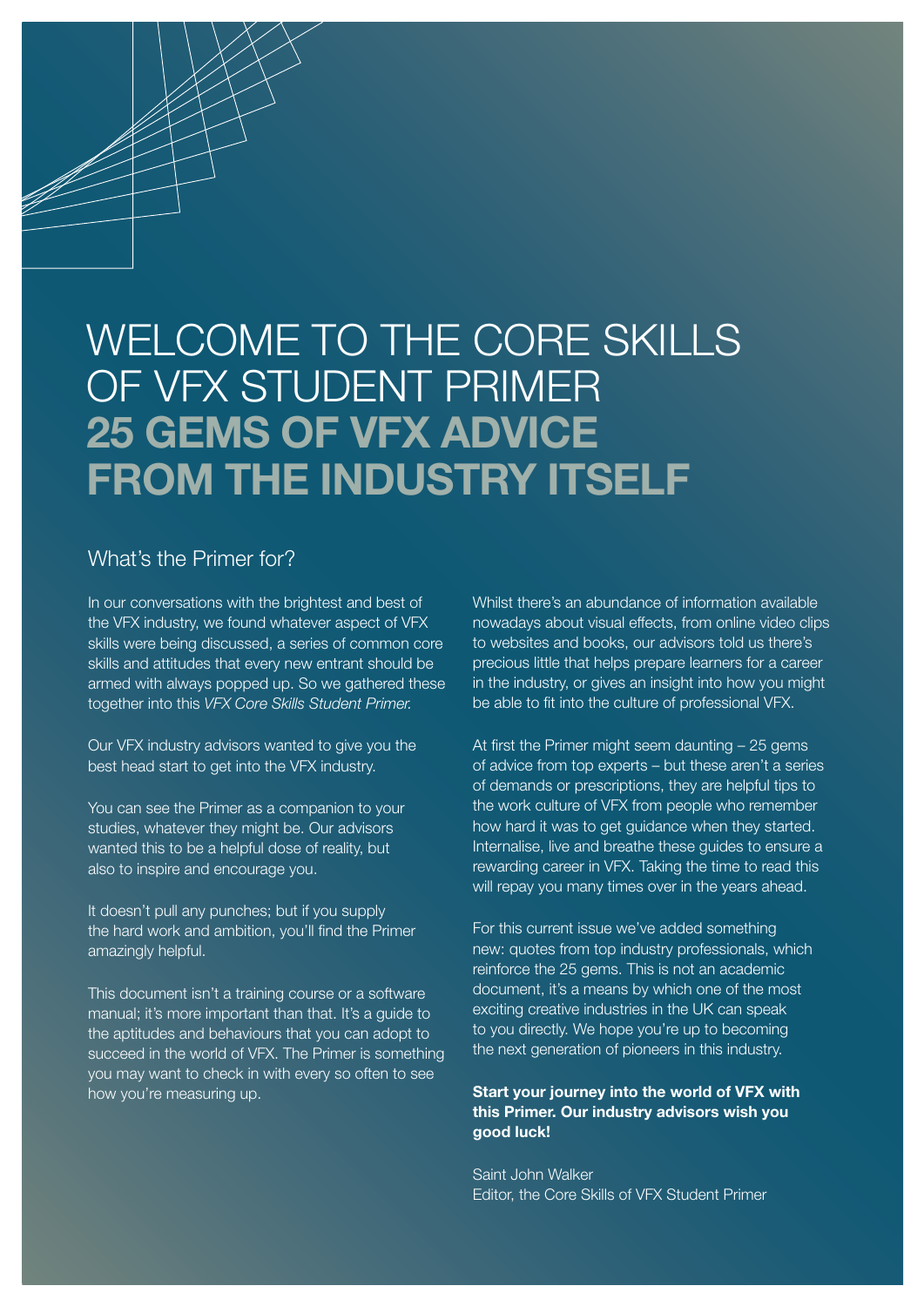# WELCOME TO THE CORE SKILLS OF VFX STUDENT PRIMER **25 GEMS OF VFX ADVICE FROM THE INDUSTRY ITSELF**

## What's the Primer for?

In our conversations with the brightest and best of the VFX industry, we found whatever aspect of VFX skills were being discussed, a series of common core skills and attitudes that every new entrant should be armed with always popped up. So we gathered these together into this *VFX Core Skills Student Primer.*

Our VFX industry advisors wanted to give you the best head start to get into the VFX industry.

You can see the Primer as a companion to your studies, whatever they might be. Our advisors wanted this to be a helpful dose of reality, but also to inspire and encourage you.

It doesn't pull any punches; but if you supply the hard work and ambition, you'll find the Primer amazingly helpful.

This document isn't a training course or a software manual; it's more important than that. It's a guide to the aptitudes and behaviours that you can adopt to succeed in the world of VFX. The Primer is something you may want to check in with every so often to see how you're measuring up.

Whilst there's an abundance of information available nowadays about visual effects, from online video clips to websites and books, our advisors told us there's precious little that helps prepare learners for a career in the industry, or gives an insight into how you might be able to fit into the culture of professional VFX.

At first the Primer might seem daunting – 25 gems of advice from top experts – but these aren't a series of demands or prescriptions, they are helpful tips to the work culture of VFX from people who remember how hard it was to get guidance when they started. Internalise, live and breathe these guides to ensure a rewarding career in VFX. Taking the time to read this will repay you many times over in the years ahead.

For this current issue we've added something new: quotes from top industry professionals, which reinforce the 25 gems. This is not an academic document, it's a means by which one of the most exciting creative industries in the UK can speak to you directly. We hope you're up to becoming the next generation of pioneers in this industry.

**Start your journey into the world of VFX with this Primer. Our industry advisors wish you good luck!**

Saint John Walker
Editor, the Core Skills of VFX Student Primer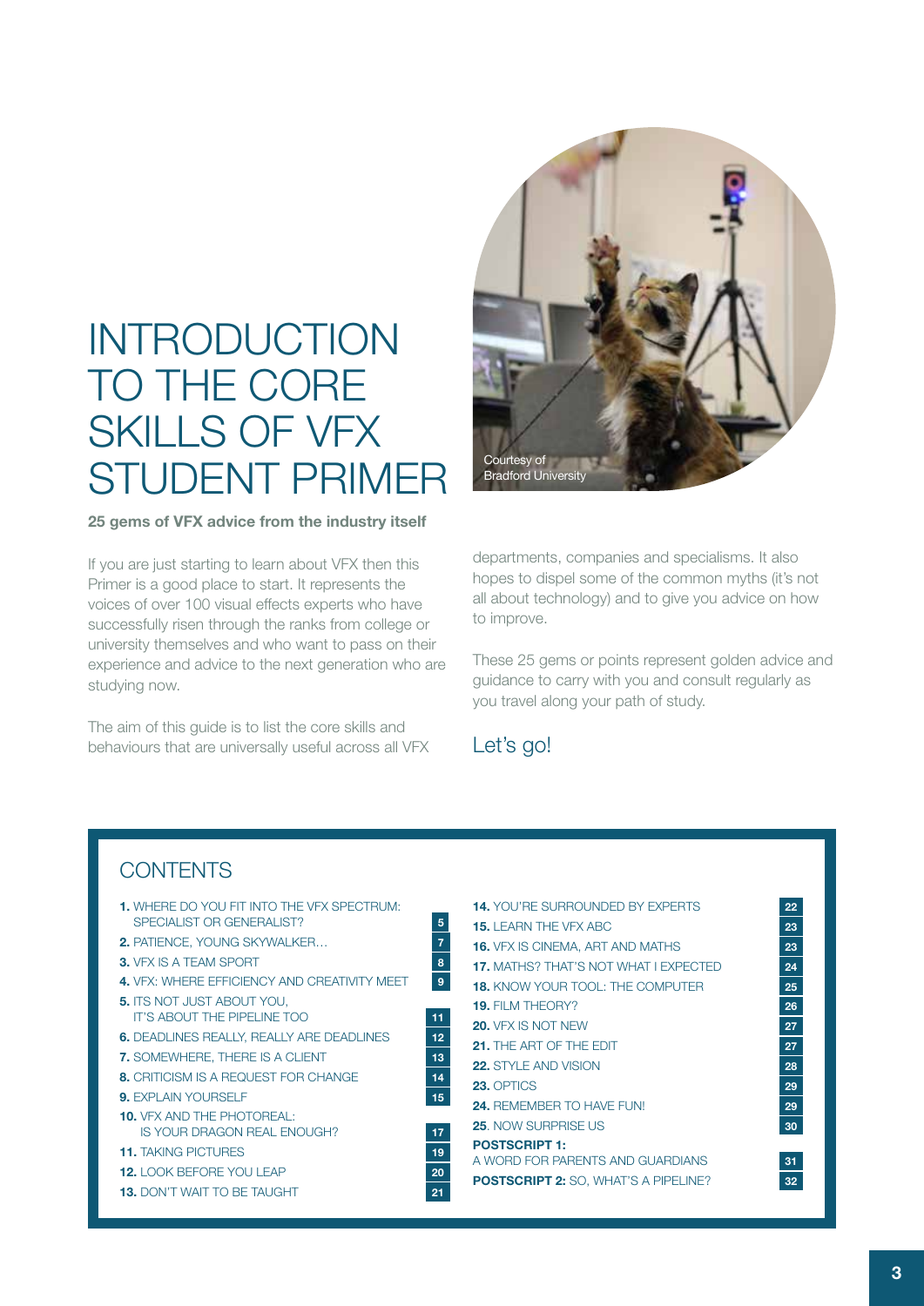# INTRODUCTION TO THE CORE SKILLS OF VFX STUDENT PRIMER

Courtesy of Bradford University

**25 gems of VFX advice from the industry itself**

If you are just starting to learn about VFX then this Primer is a good place to start. It represents the voices of over 100 visual effects experts who have successfully risen through the ranks from college or university themselves and who want to pass on their experience and advice to the next generation who are studying now.

The aim of this guide is to list the core skills and behaviours that are universally useful across all VFX departments, companies and specialisms. It also hopes to dispel some of the common myths (it's not all about technology) and to give you advice on how to improve.

These 25 gems or points represent golden advice and guidance to carry with you and consult regularly as you travel along your path of study.

Let's go!

## CONTENTS

| | |
|---|---|
| **1.** WHERE DO YOU FIT INTO THE VFX SPECTRUM: SPECIALIST OR GENERALIST? | 5 |
| **2.** PATIENCE, YOUNG SKYWALKER… | 7 |
| **3.** VFX IS A TEAM SPORT | 8 |
| **4.** VFX: WHERE EFFICIENCY AND CREATIVITY MEET | 9 |
| **5.** ITS NOT JUST ABOUT YOU, IT'S ABOUT THE PIPELINE TOO | 11 |
| **6.** DEADLINES REALLY, REALLY ARE DEADLINES | 12 |
| **7.** SOMEWHERE, THERE IS A CLIENT | 13 |
| **8.** CRITICISM IS A REQUEST FOR CHANGE | 14 |
| **9.** EXPLAIN YOURSELF | 15 |
| **10.** VFX AND THE PHOTOREAL: IS YOUR DRAGON REAL ENOUGH? | 17 |
| **11.** TAKING PICTURES | 19 |
| **12.** LOOK BEFORE YOU LEAP | 20 |
| **13.** DON'T WAIT TO BE TAUGHT | 21 |
| **14.** YOU'RE SURROUNDED BY EXPERTS | 22 |
| **15.** LEARN THE VFX ABC | 23 |
| **16.** VFX IS CINEMA, ART AND MATHS | 23 |
| **17.** MATHS? THAT'S NOT WHAT I EXPECTED | 24 |
| **18.** KNOW YOUR TOOL: THE COMPUTER | 25 |
| **19.** FILM THEORY? | 26 |
| **20.** VFX IS NOT NEW | 27 |
| **21.** THE ART OF THE EDIT | 27 |
| **22.** STYLE AND VISION | 28 |
| **23.** OPTICS | 29 |
| **24.** REMEMBER TO HAVE FUN! | 29 |
| **25**. NOW SURPRISE US | 30 |
| **POSTSCRIPT 1:** A WORD FOR PARENTS AND GUARDIANS | 31 |
| **POSTSCRIPT 2:** SO, WHAT'S A PIPELINE? | 32 |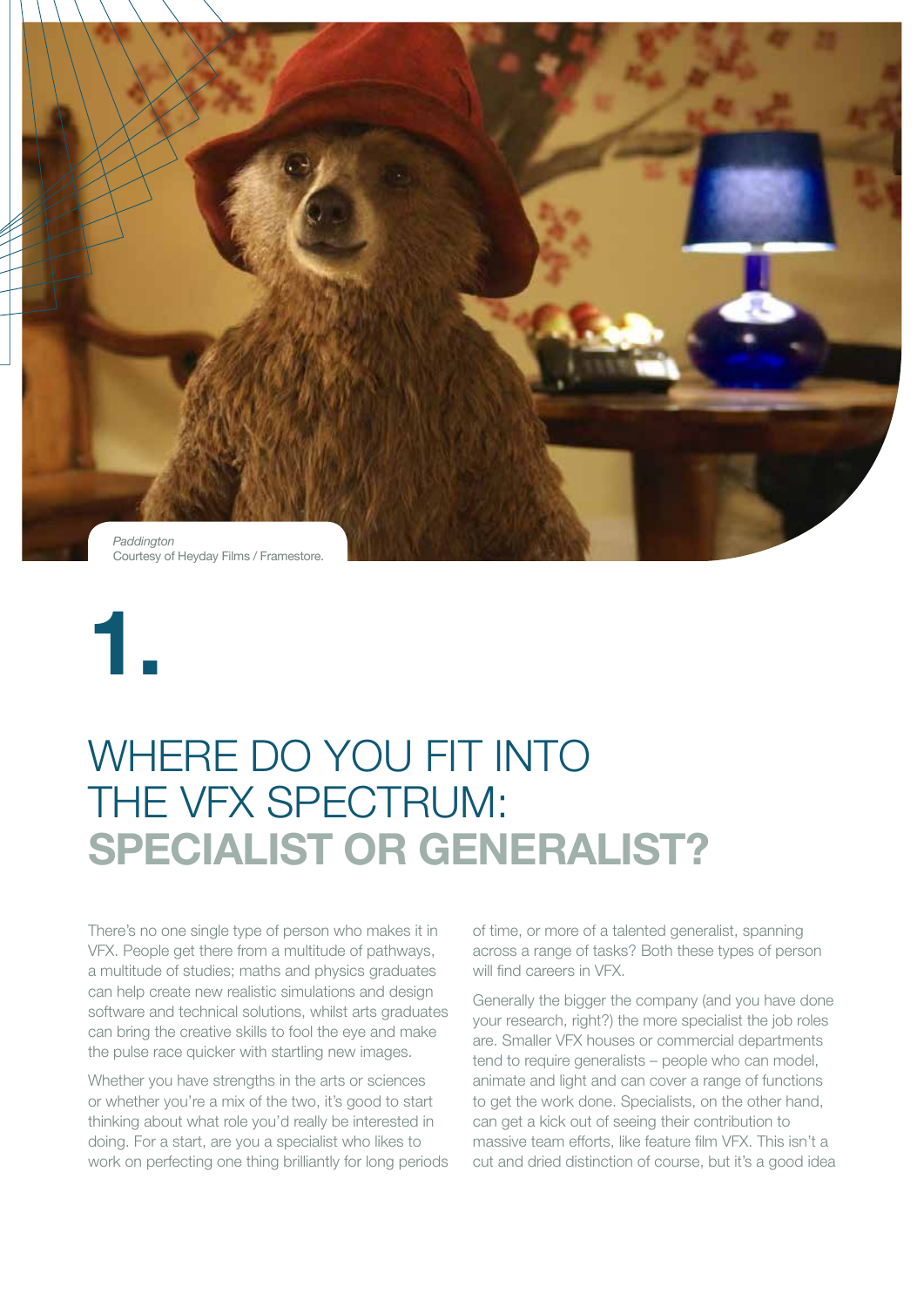*Paddington*
Courtesy of Heyday Films / Framestore.

# 1.

# WHERE DO YOU FIT INTO THE VFX SPECTRUM: **SPECIALIST OR GENERALIST?**

There's no one single type of person who makes it in VFX. People get there from a multitude of pathways, a multitude of studies; maths and physics graduates can help create new realistic simulations and design software and technical solutions, whilst arts graduates can bring the creative skills to fool the eye and make the pulse race quicker with startling new images.

Whether you have strengths in the arts or sciences or whether you're a mix of the two, it's good to start thinking about what role you'd really be interested in doing. For a start, are you a specialist who likes to work on perfecting one thing brilliantly for long periods of time, or more of a talented generalist, spanning across a range of tasks? Both these types of person will find careers in VFX.

Generally the bigger the company (and you have done your research, right?) the more specialist the job roles are. Smaller VFX houses or commercial departments tend to require generalists – people who can model, animate and light and can cover a range of functions to get the work done. Specialists, on the other hand, can get a kick out of seeing their contribution to massive team efforts, like feature film VFX. This isn't a cut and dried distinction of course, but it's a good idea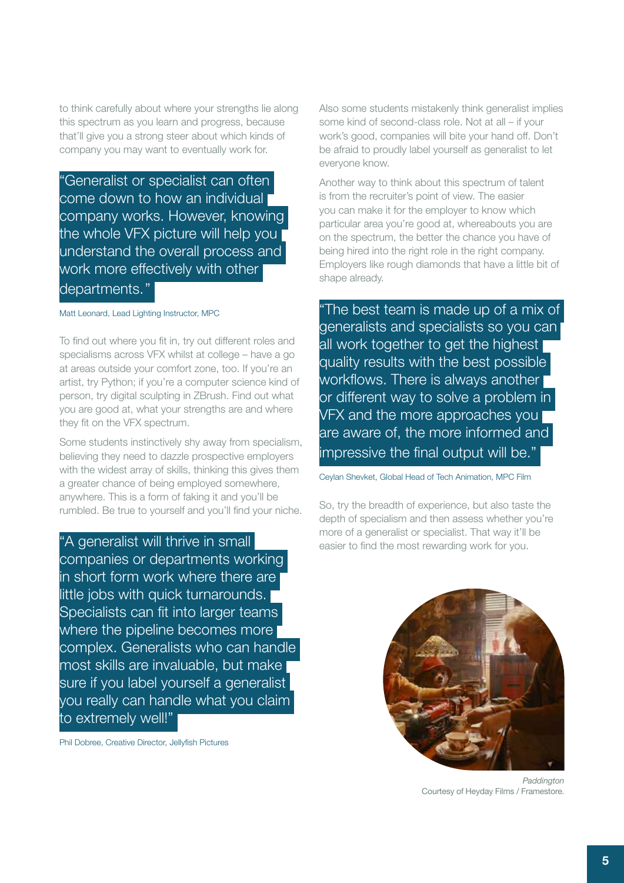to think carefully about where your strengths lie along this spectrum as you learn and progress, because that'll give you a strong steer about which kinds of company you may want to eventually work for.

> "Generalist or specialist can often come down to how an individual company works. However, knowing the whole VFX picture will help you understand the overall process and work more effectively with other departments."

Matt Leonard, Lead Lighting Instructor, MPC

To find out where you fit in, try out different roles and specialisms across VFX whilst at college – have a go at areas outside your comfort zone, too. If you're an artist, try Python; if you're a computer science kind of person, try digital sculpting in ZBrush. Find out what you are good at, what your strengths are and where they fit on the VFX spectrum.

Some students instinctively shy away from specialism, believing they need to dazzle prospective employers with the widest array of skills, thinking this gives them a greater chance of being employed somewhere, anywhere. This is a form of faking it and you'll be rumbled. Be true to yourself and you'll find your niche.

> "A generalist will thrive in small companies or departments working in short form work where there are little jobs with quick turnarounds. Specialists can fit into larger teams where the pipeline becomes more complex. Generalists who can handle most skills are invaluable, but make sure if you label yourself a generalist you really can handle what you claim to extremely well!"

Phil Dobree, Creative Director, Jellyfish Pictures

Also some students mistakenly think generalist implies some kind of second-class role. Not at all – if your work's good, companies will bite your hand off. Don't be afraid to proudly label yourself as generalist to let everyone know.

Another way to think about this spectrum of talent is from the recruiter's point of view. The easier you can make it for the employer to know which particular area you're good at, whereabouts you are on the spectrum, the better the chance you have of being hired into the right role in the right company. Employers like rough diamonds that have a little bit of shape already.

> "The best team is made up of a mix of generalists and specialists so you can all work together to get the highest quality results with the best possible workflows. There is always another or different way to solve a problem in VFX and the more approaches you are aware of, the more informed and impressive the final output will be."

Ceylan Shevket, Global Head of Tech Animation, MPC Film

So, try the breadth of experience, but also taste the depth of specialism and then assess whether you're more of a generalist or specialist. That way it'll be easier to find the most rewarding work for you.

*Paddington*
Courtesy of Heyday Films / Framestore.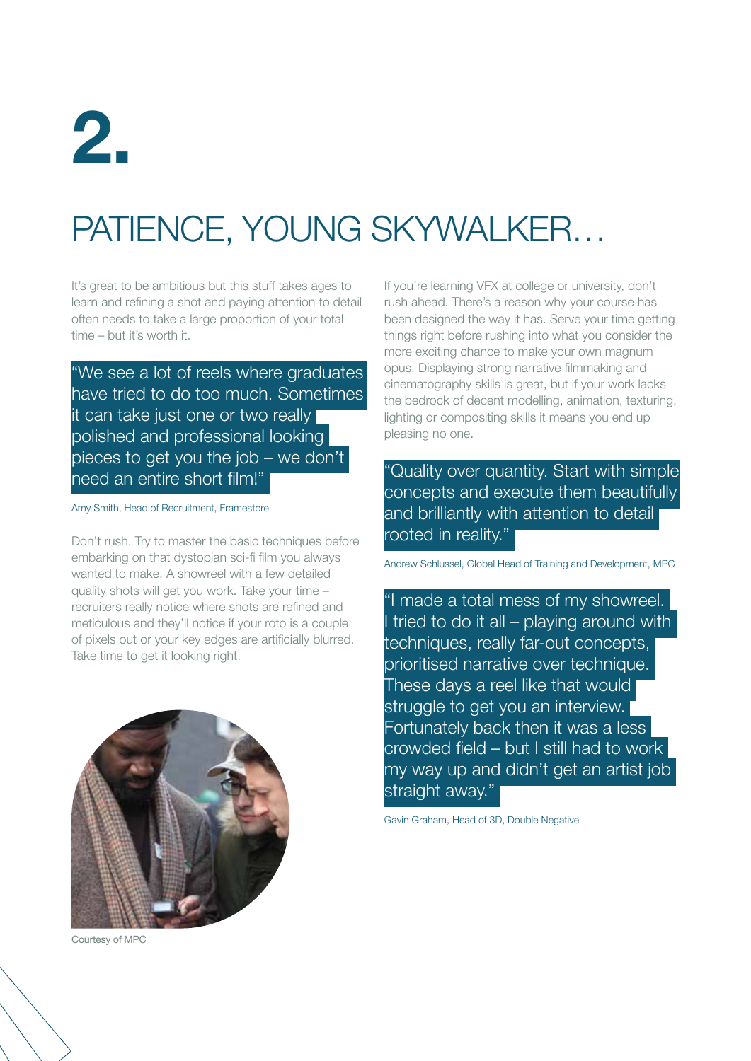# 2.

## PATIENCE, YOUNG SKYWALKER…

It's great to be ambitious but this stuff takes ages to learn and refining a shot and paying attention to detail often needs to take a large proportion of your total time – but it's worth it.

"We see a lot of reels where graduates have tried to do too much. Sometimes it can take just one or two really polished and professional looking pieces to get you the job – we don't need an entire short film!"

Amy Smith, Head of Recruitment, Framestore

Don't rush. Try to master the basic techniques before embarking on that dystopian sci-fi film you always wanted to make. A showreel with a few detailed quality shots will get you work. Take your time – recruiters really notice where shots are refined and meticulous and they'll notice if your roto is a couple of pixels out or your key edges are artificially blurred. Take time to get it looking right.

Courtesy of MPC

If you're learning VFX at college or university, don't rush ahead. There's a reason why your course has been designed the way it has. Serve your time getting things right before rushing into what you consider the more exciting chance to make your own magnum opus. Displaying strong narrative filmmaking and cinematography skills is great, but if your work lacks the bedrock of decent modelling, animation, texturing, lighting or compositing skills it means you end up pleasing no one.

"Quality over quantity. Start with simple concepts and execute them beautifully and brilliantly with attention to detail rooted in reality."

Andrew Schlussel, Global Head of Training and Development, MPC

"I made a total mess of my showreel. I tried to do it all – playing around with techniques, really far-out concepts, prioritised narrative over technique. These days a reel like that would struggle to get you an interview. Fortunately back then it was a less crowded field – but I still had to work my way up and didn't get an artist job straight away."

Gavin Graham, Head of 3D, Double Negative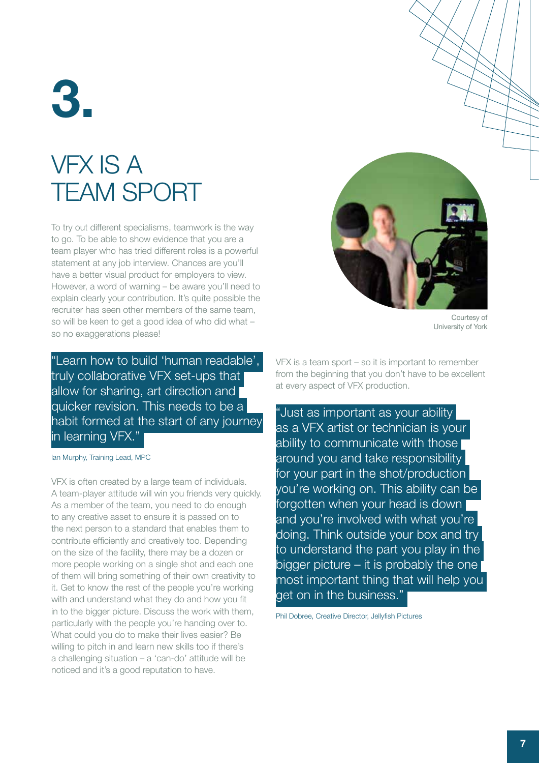# 3.

## VFX IS A TEAM SPORT

To try out different specialisms, teamwork is the way to go. To be able to show evidence that you are a team player who has tried different roles is a powerful statement at any job interview. Chances are you'll have a better visual product for employers to view. However, a word of warning – be aware you'll need to explain clearly your contribution. It's quite possible the recruiter has seen other members of the same team, so will be keen to get a good idea of who did what – so no exaggerations please!

> "Learn how to build 'human readable', truly collaborative VFX set-ups that allow for sharing, art direction and quicker revision. This needs to be a habit formed at the start of any journey in learning VFX."

Ian Murphy, Training Lead, MPC

VFX is often created by a large team of individuals. A team-player attitude will win you friends very quickly. As a member of the team, you need to do enough to any creative asset to ensure it is passed on to the next person to a standard that enables them to contribute efficiently and creatively too. Depending on the size of the facility, there may be a dozen or more people working on a single shot and each one of them will bring something of their own creativity to it. Get to know the rest of the people you're working with and understand what they do and how you fit in to the bigger picture. Discuss the work with them, particularly with the people you're handing over to. What could you do to make their lives easier? Be willing to pitch in and learn new skills too if there's a challenging situation – a 'can-do' attitude will be noticed and it's a good reputation to have.

Courtesy of University of York

VFX is a team sport – so it is important to remember from the beginning that you don't have to be excellent at every aspect of VFX production.

> "Just as important as your ability as a VFX artist or technician is your ability to communicate with those around you and take responsibility for your part in the shot/production you're working on. This ability can be forgotten when your head is down and you're involved with what you're doing. Think outside your box and try to understand the part you play in the bigger picture – it is probably the one most important thing that will help you get on in the business."

Phil Dobree, Creative Director, Jellyfish Pictures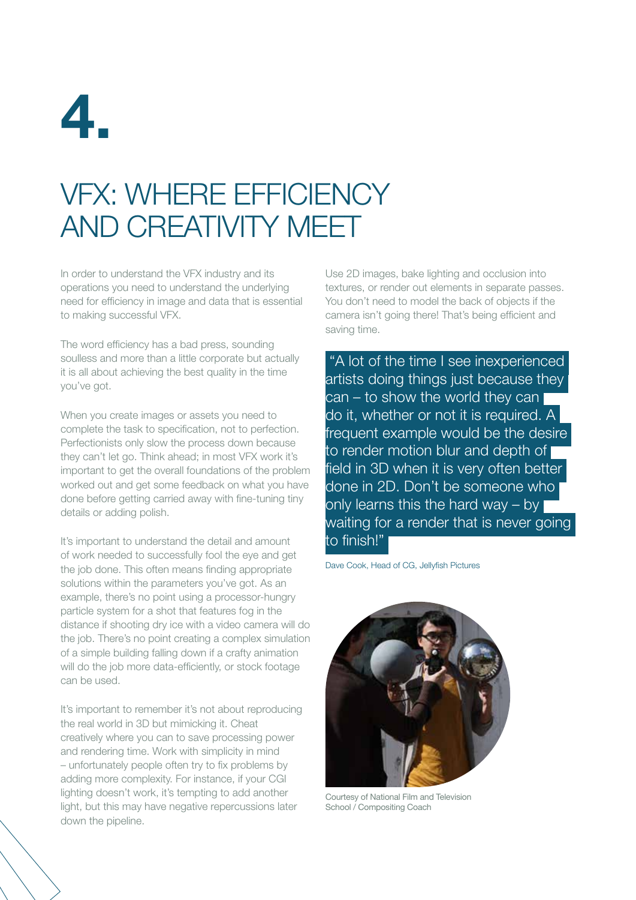# 4.

## VFX: WHERE EFFICIENCY AND CREATIVITY MEET

In order to understand the VFX industry and its operations you need to understand the underlying need for efficiency in image and data that is essential to making successful VFX.

The word efficiency has a bad press, sounding soulless and more than a little corporate but actually it is all about achieving the best quality in the time you've got.

When you create images or assets you need to complete the task to specification, not to perfection. Perfectionists only slow the process down because they can't let go. Think ahead; in most VFX work it's important to get the overall foundations of the problem worked out and get some feedback on what you have done before getting carried away with fine-tuning tiny details or adding polish.

It's important to understand the detail and amount of work needed to successfully fool the eye and get the job done. This often means finding appropriate solutions within the parameters you've got. As an example, there's no point using a processor-hungry particle system for a shot that features fog in the distance if shooting dry ice with a video camera will do the job. There's no point creating a complex simulation of a simple building falling down if a crafty animation will do the job more data-efficiently, or stock footage can be used.

It's important to remember it's not about reproducing the real world in 3D but mimicking it. Cheat creatively where you can to save processing power and rendering time. Work with simplicity in mind – unfortunately people often try to fix problems by adding more complexity. For instance, if your CGI lighting doesn't work, it's tempting to add another light, but this may have negative repercussions later down the pipeline.

Use 2D images, bake lighting and occlusion into textures, or render out elements in separate passes. You don't need to model the back of objects if the camera isn't going there! That's being efficient and saving time.

> "A lot of the time I see inexperienced artists doing things just because they can – to show the world they can do it, whether or not it is required. A frequent example would be the desire to render motion blur and depth of field in 3D when it is very often better done in 2D. Don't be someone who only learns this the hard way – by waiting for a render that is never going to finish!"

Dave Cook, Head of CG, Jellyfish Pictures

Courtesy of National Film and Television School / Compositing Coach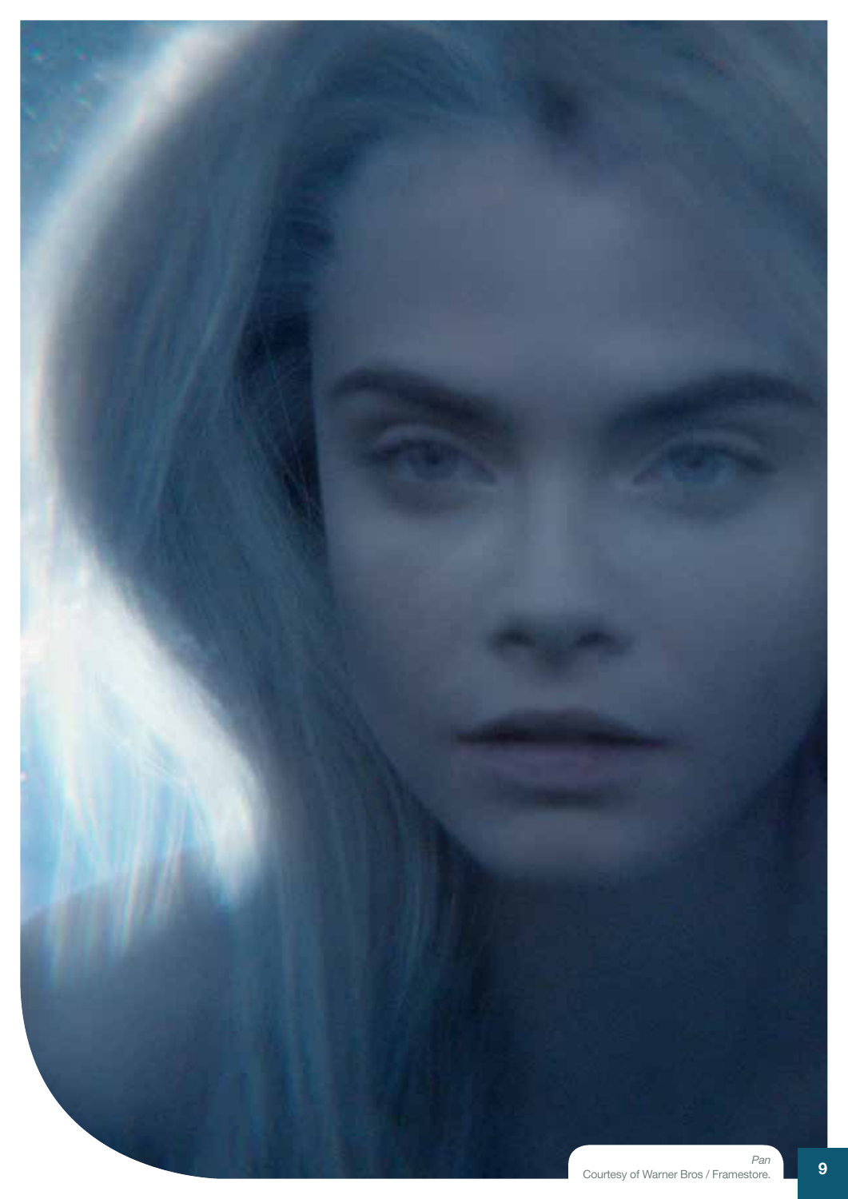*Pan*
Courtesy of Warner Bros / Framestore.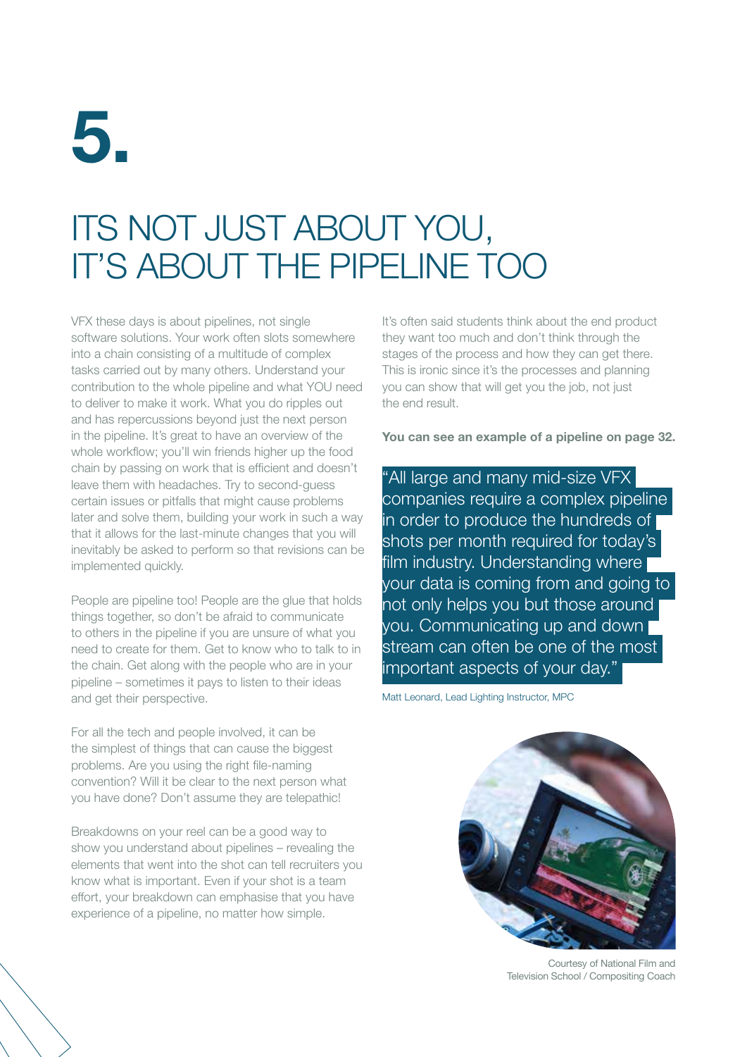# 5.

## ITS NOT JUST ABOUT YOU, IT'S ABOUT THE PIPELINE TOO

VFX these days is about pipelines, not single software solutions. Your work often slots somewhere into a chain consisting of a multitude of complex tasks carried out by many others. Understand your contribution to the whole pipeline and what YOU need to deliver to make it work. What you do ripples out and has repercussions beyond just the next person in the pipeline. It's great to have an overview of the whole workflow; you'll win friends higher up the food chain by passing on work that is efficient and doesn't leave them with headaches. Try to second-guess certain issues or pitfalls that might cause problems later and solve them, building your work in such a way that it allows for the last-minute changes that you will inevitably be asked to perform so that revisions can be implemented quickly.

People are pipeline too! People are the glue that holds things together, so don't be afraid to communicate to others in the pipeline if you are unsure of what you need to create for them. Get to know who to talk to in the chain. Get along with the people who are in your pipeline – sometimes it pays to listen to their ideas and get their perspective.

For all the tech and people involved, it can be the simplest of things that can cause the biggest problems. Are you using the right file-naming convention? Will it be clear to the next person what you have done? Don't assume they are telepathic!

Breakdowns on your reel can be a good way to show you understand about pipelines – revealing the elements that went into the shot can tell recruiters you know what is important. Even if your shot is a team effort, your breakdown can emphasise that you have experience of a pipeline, no matter how simple.

It's often said students think about the end product they want too much and don't think through the stages of the process and how they can get there. This is ironic since it's the processes and planning you can show that will get you the job, not just the end result.

**You can see an example of a pipeline on page 32.**

> "All large and many mid-size VFX companies require a complex pipeline in order to produce the hundreds of shots per month required for today's film industry. Understanding where your data is coming from and going to not only helps you but those around you. Communicating up and down stream can often be one of the most important aspects of your day."

Matt Leonard, Lead Lighting Instructor, MPC

Courtesy of National Film and Television School / Compositing Coach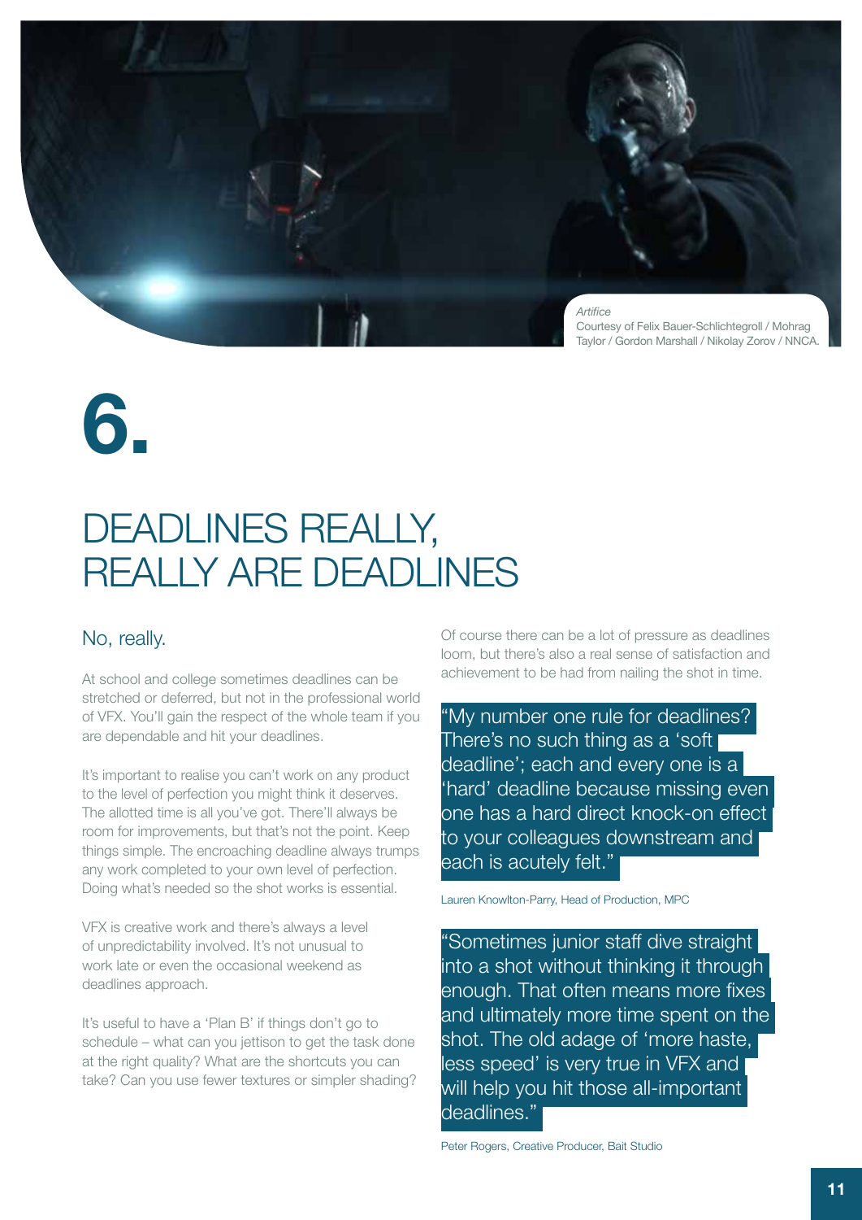*Artifice*
Courtesy of Felix Bauer-Schlichtegroll / Mohrag Taylor / Gordon Marshall / Nikolay Zorov / NNCA.

# 6.

# DEADLINES REALLY, REALLY ARE DEADLINES

## No, really.

At school and college sometimes deadlines can be stretched or deferred, but not in the professional world of VFX. You'll gain the respect of the whole team if you are dependable and hit your deadlines.

It's important to realise you can't work on any product to the level of perfection you might think it deserves. The allotted time is all you've got. There'll always be room for improvements, but that's not the point. Keep things simple. The encroaching deadline always trumps any work completed to your own level of perfection. Doing what's needed so the shot works is essential.

VFX is creative work and there's always a level of unpredictability involved. It's not unusual to work late or even the occasional weekend as deadlines approach.

It's useful to have a 'Plan B' if things don't go to schedule – what can you jettison to get the task done at the right quality? What are the shortcuts you can take? Can you use fewer textures or simpler shading?

Of course there can be a lot of pressure as deadlines loom, but there's also a real sense of satisfaction and achievement to be had from nailing the shot in time.

> "My number one rule for deadlines? There's no such thing as a 'soft deadline'; each and every one is a 'hard' deadline because missing even one has a hard direct knock-on effect to your colleagues downstream and each is acutely felt."

Lauren Knowlton-Parry, Head of Production, MPC

> "Sometimes junior staff dive straight into a shot without thinking it through enough. That often means more fixes and ultimately more time spent on the shot. The old adage of 'more haste, less speed' is very true in VFX and will help you hit those all-important deadlines."

Peter Rogers, Creative Producer, Bait Studio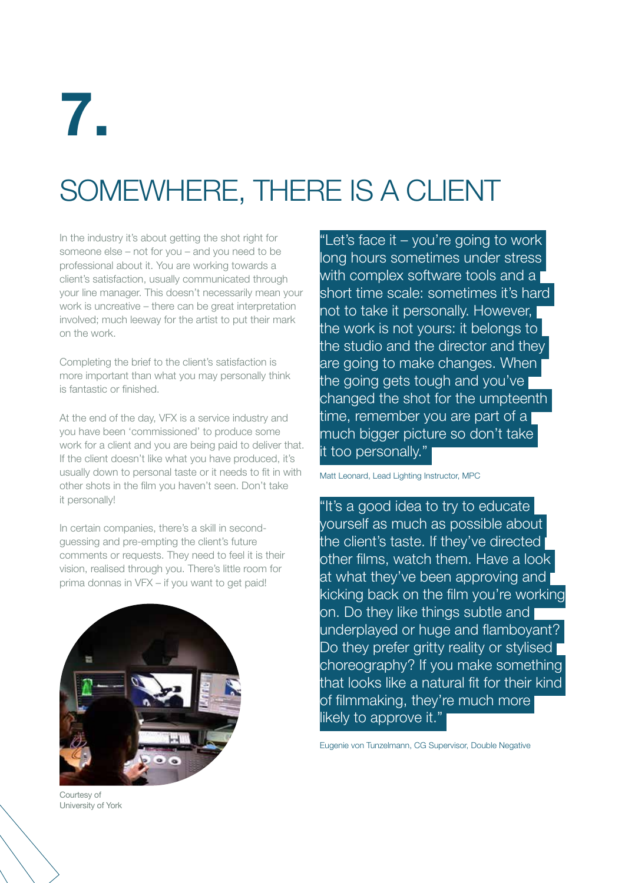# 7.

## SOMEWHERE, THERE IS A CLIENT

In the industry it's about getting the shot right for someone else – not for you – and you need to be professional about it. You are working towards a client's satisfaction, usually communicated through your line manager. This doesn't necessarily mean your work is uncreative – there can be great interpretation involved; much leeway for the artist to put their mark on the work.

Completing the brief to the client's satisfaction is more important than what you may personally think is fantastic or finished.

At the end of the day, VFX is a service industry and you have been 'commissioned' to produce some work for a client and you are being paid to deliver that. If the client doesn't like what you have produced, it's usually down to personal taste or it needs to fit in with other shots in the film you haven't seen. Don't take it personally!

In certain companies, there's a skill in second-guessing and pre-empting the client's future comments or requests. They need to feel it is their vision, realised through you. There's little room for prima donnas in VFX – if you want to get paid!

Courtesy of University of York

"Let's face it – you're going to work long hours sometimes under stress with complex software tools and a short time scale: sometimes it's hard not to take it personally. However, the work is not yours: it belongs to the studio and the director and they are going to make changes. When the going gets tough and you've changed the shot for the umpteenth time, remember you are part of a much bigger picture so don't take it too personally."

Matt Leonard, Lead Lighting Instructor, MPC

"It's a good idea to try to educate yourself as much as possible about the client's taste. If they've directed other films, watch them. Have a look at what they've been approving and kicking back on the film you're working on. Do they like things subtle and underplayed or huge and flamboyant? Do they prefer gritty reality or stylised choreography? If you make something that looks like a natural fit for their kind of filmmaking, they're much more likely to approve it."

Eugenie von Tunzelmann, CG Supervisor, Double Negative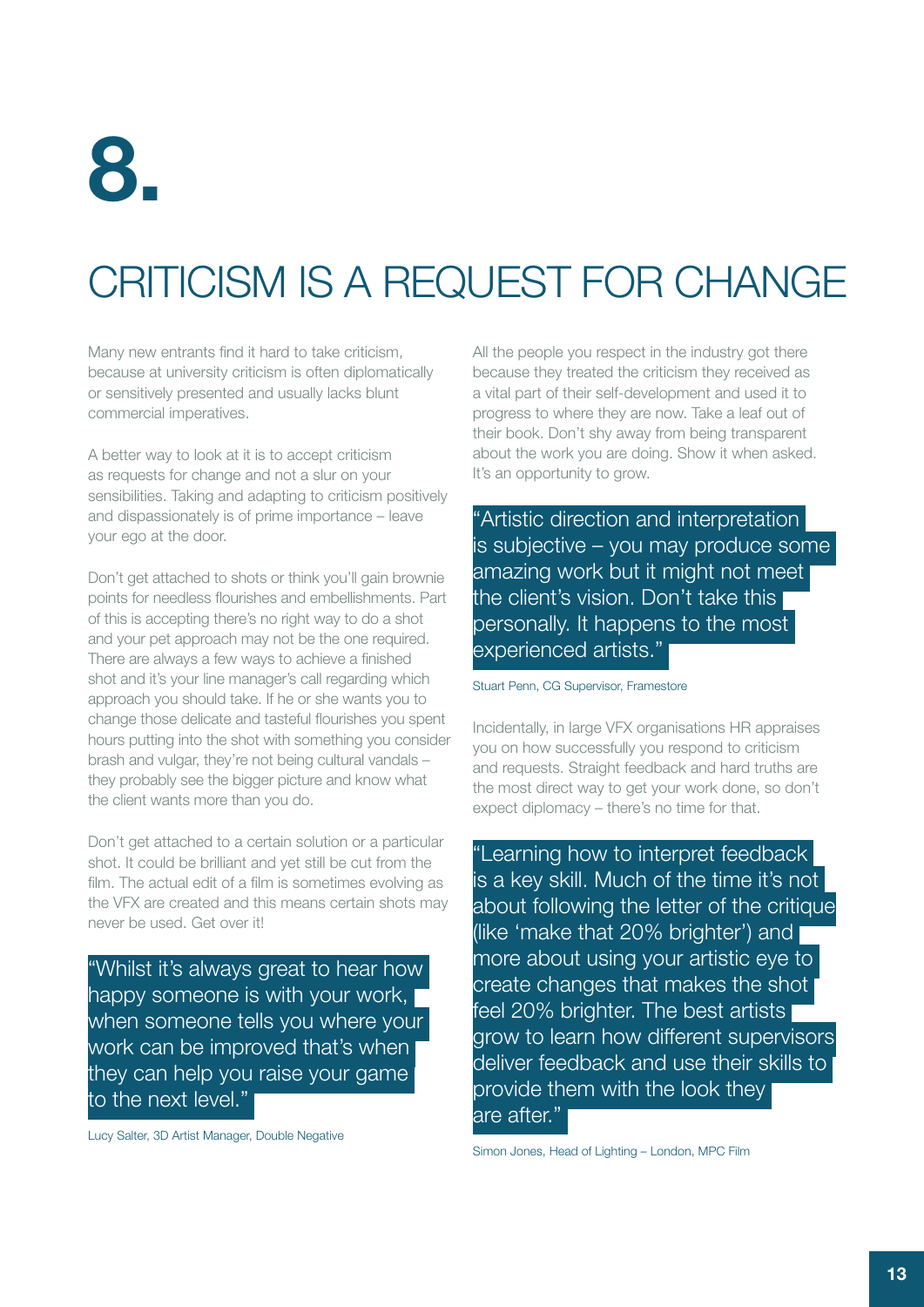# 8.

## CRITICISM IS A REQUEST FOR CHANGE

Many new entrants find it hard to take criticism, because at university criticism is often diplomatically or sensitively presented and usually lacks blunt commercial imperatives.

A better way to look at it is to accept criticism as requests for change and not a slur on your sensibilities. Taking and adapting to criticism positively and dispassionately is of prime importance – leave your ego at the door.

Don't get attached to shots or think you'll gain brownie points for needless flourishes and embellishments. Part of this is accepting there's no right way to do a shot and your pet approach may not be the one required. There are always a few ways to achieve a finished shot and it's your line manager's call regarding which approach you should take. If he or she wants you to change those delicate and tasteful flourishes you spent hours putting into the shot with something you consider brash and vulgar, they're not being cultural vandals – they probably see the bigger picture and know what the client wants more than you do.

Don't get attached to a certain solution or a particular shot. It could be brilliant and yet still be cut from the film. The actual edit of a film is sometimes evolving as the VFX are created and this means certain shots may never be used. Get over it!

> "Whilst it's always great to hear how happy someone is with your work, when someone tells you where your work can be improved that's when they can help you raise your game to the next level."

Lucy Salter, 3D Artist Manager, Double Negative

All the people you respect in the industry got there because they treated the criticism they received as a vital part of their self-development and used it to progress to where they are now. Take a leaf out of their book. Don't shy away from being transparent about the work you are doing. Show it when asked. It's an opportunity to grow.

> "Artistic direction and interpretation is subjective – you may produce some amazing work but it might not meet the client's vision. Don't take this personally. It happens to the most experienced artists."

Stuart Penn, CG Supervisor, Framestore

Incidentally, in large VFX organisations HR appraises you on how successfully you respond to criticism and requests. Straight feedback and hard truths are the most direct way to get your work done, so don't expect diplomacy – there's no time for that.

> "Learning how to interpret feedback is a key skill. Much of the time it's not about following the letter of the critique (like 'make that 20% brighter') and more about using your artistic eye to create changes that makes the shot feel 20% brighter. The best artists grow to learn how different supervisors deliver feedback and use their skills to provide them with the look they are after."

Simon Jones, Head of Lighting – London, MPC Film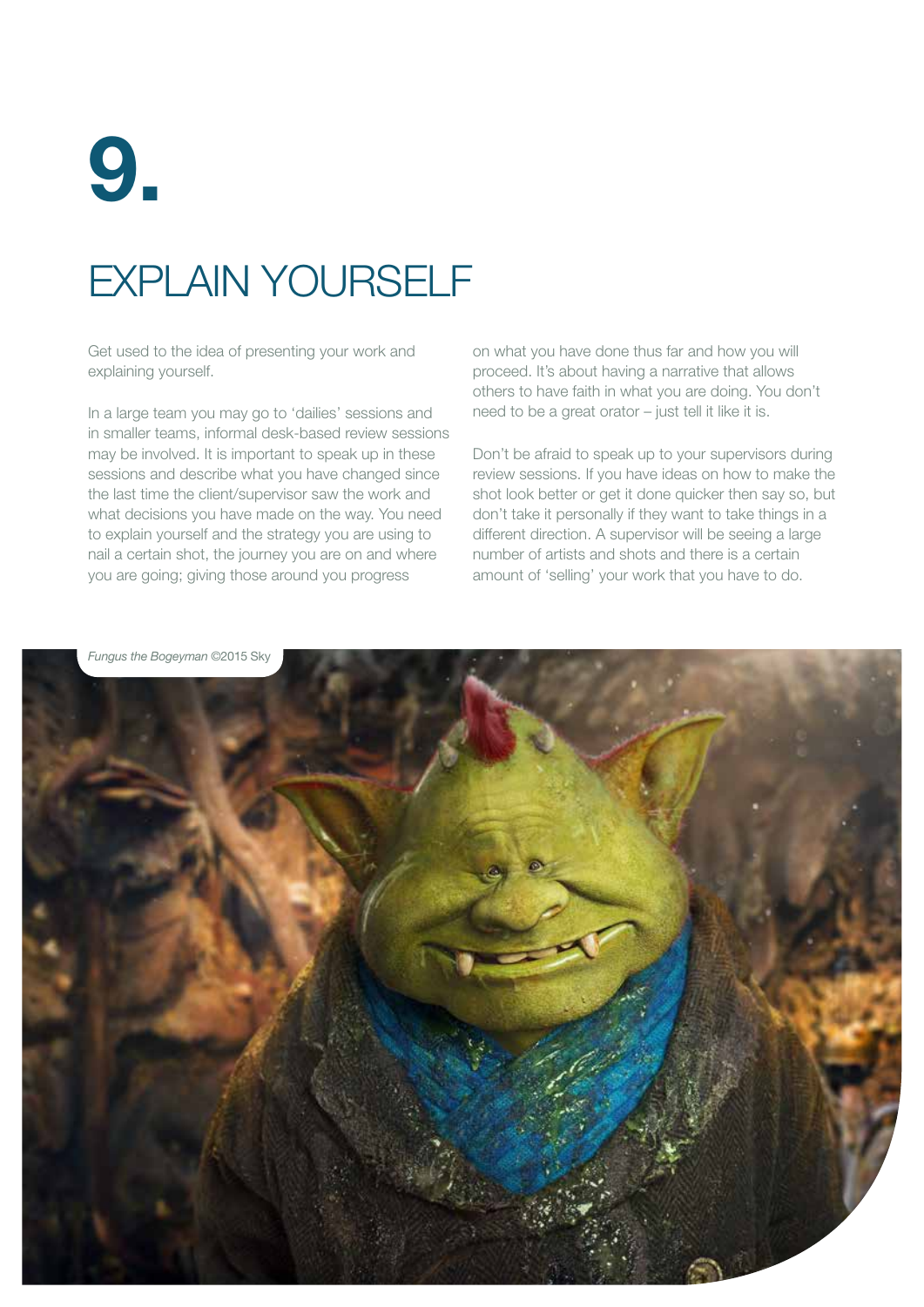# 9.

## EXPLAIN YOURSELF

Get used to the idea of presenting your work and explaining yourself.

In a large team you may go to 'dailies' sessions and in smaller teams, informal desk-based review sessions may be involved. It is important to speak up in these sessions and describe what you have changed since the last time the client/supervisor saw the work and what decisions you have made on the way. You need to explain yourself and the strategy you are using to nail a certain shot, the journey you are on and where you are going; giving those around you progress on what you have done thus far and how you will proceed. It's about having a narrative that allows others to have faith in what you are doing. You don't need to be a great orator – just tell it like it is.

Don't be afraid to speak up to your supervisors during review sessions. If you have ideas on how to make the shot look better or get it done quicker then say so, but don't take it personally if they want to take things in a different direction. A supervisor will be seeing a large number of artists and shots and there is a certain amount of 'selling' your work that you have to do.

*Fungus the Bogeyman* ©2015 Sky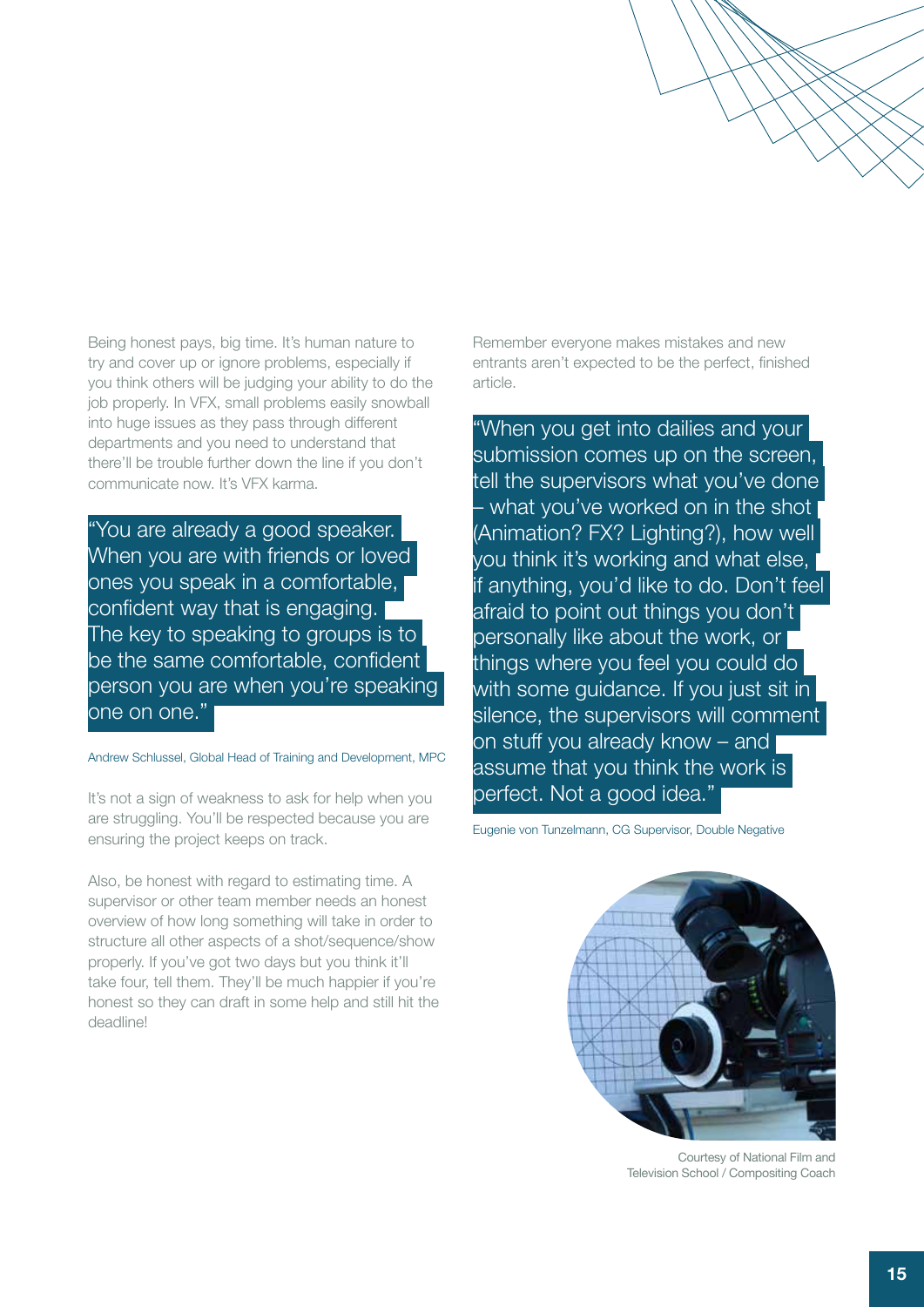Being honest pays, big time. It's human nature to try and cover up or ignore problems, especially if you think others will be judging your ability to do the job properly. In VFX, small problems easily snowball into huge issues as they pass through different departments and you need to understand that there'll be trouble further down the line if you don't communicate now. It's VFX karma.

> "You are already a good speaker. When you are with friends or loved ones you speak in a comfortable, confident way that is engaging. The key to speaking to groups is to be the same comfortable, confident person you are when you're speaking one on one."

Andrew Schlussel, Global Head of Training and Development, MPC

It's not a sign of weakness to ask for help when you are struggling. You'll be respected because you are ensuring the project keeps on track.

Also, be honest with regard to estimating time. A supervisor or other team member needs an honest overview of how long something will take in order to structure all other aspects of a shot/sequence/show properly. If you've got two days but you think it'll take four, tell them. They'll be much happier if you're honest so they can draft in some help and still hit the deadline!

Remember everyone makes mistakes and new entrants aren't expected to be the perfect, finished article.

> "When you get into dailies and your submission comes up on the screen, tell the supervisors what you've done – what you've worked on in the shot (Animation? FX? Lighting?), how well you think it's working and what else, if anything, you'd like to do. Don't feel afraid to point out things you don't personally like about the work, or things where you feel you could do with some guidance. If you just sit in silence, the supervisors will comment on stuff you already know – and assume that you think the work is perfect. Not a good idea."

Eugenie von Tunzelmann, CG Supervisor, Double Negative

Courtesy of National Film and Television School / Compositing Coach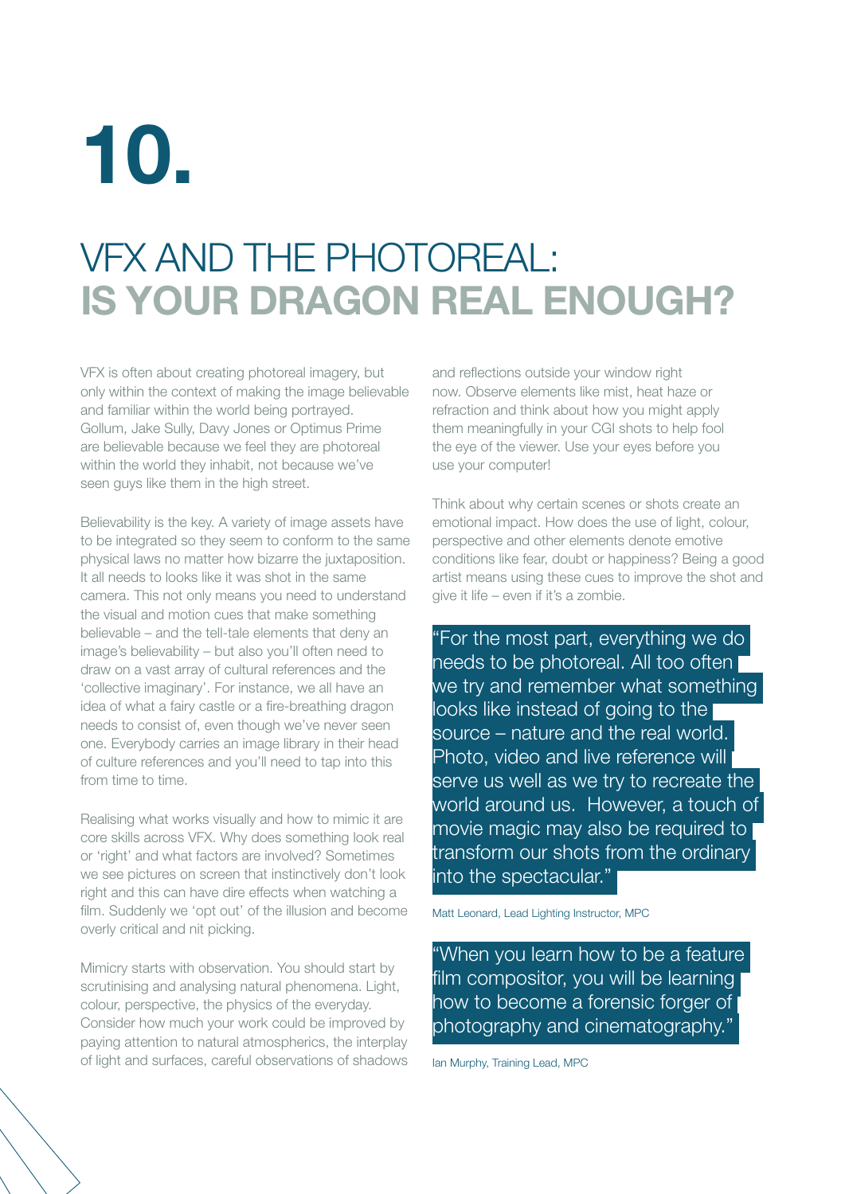# 10.

## VFX AND THE PHOTOREAL: **IS YOUR DRAGON REAL ENOUGH?**

VFX is often about creating photoreal imagery, but only within the context of making the image believable and familiar within the world being portrayed. Gollum, Jake Sully, Davy Jones or Optimus Prime are believable because we feel they are photoreal within the world they inhabit, not because we've seen guys like them in the high street.

Believability is the key. A variety of image assets have to be integrated so they seem to conform to the same physical laws no matter how bizarre the juxtaposition. It all needs to looks like it was shot in the same camera. This not only means you need to understand the visual and motion cues that make something believable – and the tell-tale elements that deny an image's believability – but also you'll often need to draw on a vast array of cultural references and the 'collective imaginary'. For instance, we all have an idea of what a fairy castle or a fire-breathing dragon needs to consist of, even though we've never seen one. Everybody carries an image library in their head of culture references and you'll need to tap into this from time to time.

Realising what works visually and how to mimic it are core skills across VFX. Why does something look real or 'right' and what factors are involved? Sometimes we see pictures on screen that instinctively don't look right and this can have dire effects when watching a film. Suddenly we 'opt out' of the illusion and become overly critical and nit picking.

Mimicry starts with observation. You should start by scrutinising and analysing natural phenomena. Light, colour, perspective, the physics of the everyday. Consider how much your work could be improved by paying attention to natural atmospherics, the interplay of light and surfaces, careful observations of shadows and reflections outside your window right now. Observe elements like mist, heat haze or refraction and think about how you might apply them meaningfully in your CGI shots to help fool the eye of the viewer. Use your eyes before you use your computer!

Think about why certain scenes or shots create an emotional impact. How does the use of light, colour, perspective and other elements denote emotive conditions like fear, doubt or happiness? Being a good artist means using these cues to improve the shot and give it life – even if it's a zombie.

> "For the most part, everything we do needs to be photoreal. All too often we try and remember what something looks like instead of going to the source – nature and the real world. Photo, video and live reference will serve us well as we try to recreate the world around us. However, a touch of movie magic may also be required to transform our shots from the ordinary into the spectacular."

Matt Leonard, Lead Lighting Instructor, MPC

> "When you learn how to be a feature film compositor, you will be learning how to become a forensic forger of photography and cinematography."

Ian Murphy, Training Lead, MPC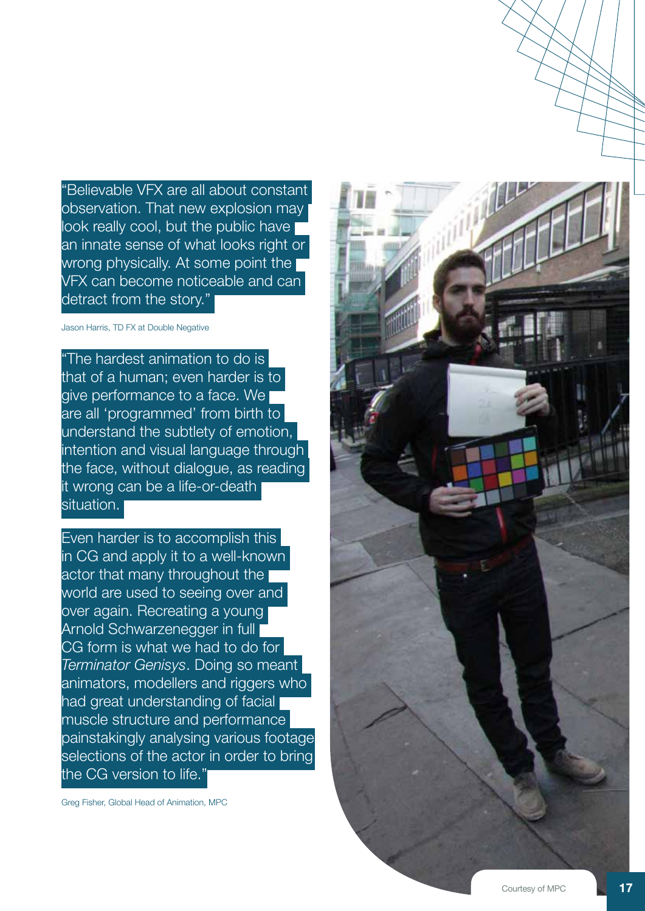"Believable VFX are all about constant observation. That new explosion may look really cool, but the public have an innate sense of what looks right or wrong physically. At some point the VFX can become noticeable and can detract from the story."

Jason Harris, TD FX at Double Negative

"The hardest animation to do is that of a human; even harder is to give performance to a face. We are all 'programmed' from birth to understand the subtlety of emotion, intention and visual language through the face, without dialogue, as reading it wrong can be a life-or-death situation.

Even harder is to accomplish this in CG and apply it to a well-known actor that many throughout the world are used to seeing over and over again. Recreating a young Arnold Schwarzenegger in full CG form is what we had to do for *Terminator Genisys*. Doing so meant animators, modellers and riggers who had great understanding of facial muscle structure and performance painstakingly analysing various footage selections of the actor in order to bring the CG version to life."

Greg Fisher, Global Head of Animation, MPC

Courtesy of MPC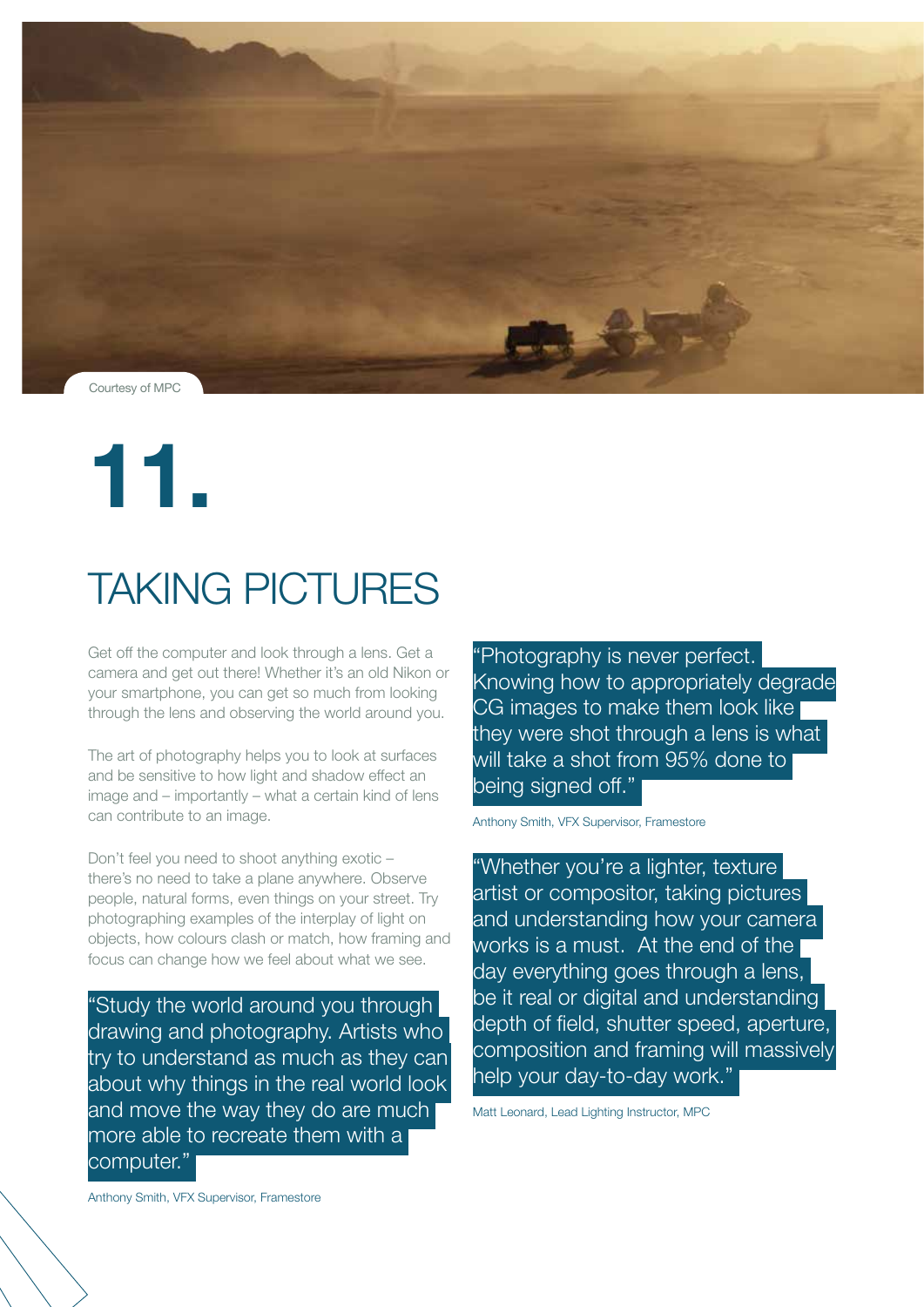Courtesy of MPC

# 11.

## TAKING PICTURES

Get off the computer and look through a lens. Get a camera and get out there! Whether it's an old Nikon or your smartphone, you can get so much from looking through the lens and observing the world around you.

The art of photography helps you to look at surfaces and be sensitive to how light and shadow effect an image and – importantly – what a certain kind of lens can contribute to an image.

Don't feel you need to shoot anything exotic – there's no need to take a plane anywhere. Observe people, natural forms, even things on your street. Try photographing examples of the interplay of light on objects, how colours clash or match, how framing and focus can change how we feel about what we see.

> "Study the world around you through drawing and photography. Artists who try to understand as much as they can about why things in the real world look and move the way they do are much more able to recreate them with a computer."

Anthony Smith, VFX Supervisor, Framestore

> "Photography is never perfect. Knowing how to appropriately degrade CG images to make them look like they were shot through a lens is what will take a shot from 95% done to being signed off."

Anthony Smith, VFX Supervisor, Framestore

> "Whether you're a lighter, texture artist or compositor, taking pictures and understanding how your camera works is a must. At the end of the day everything goes through a lens, be it real or digital and understanding depth of field, shutter speed, aperture, composition and framing will massively help your day-to-day work."

Matt Leonard, Lead Lighting Instructor, MPC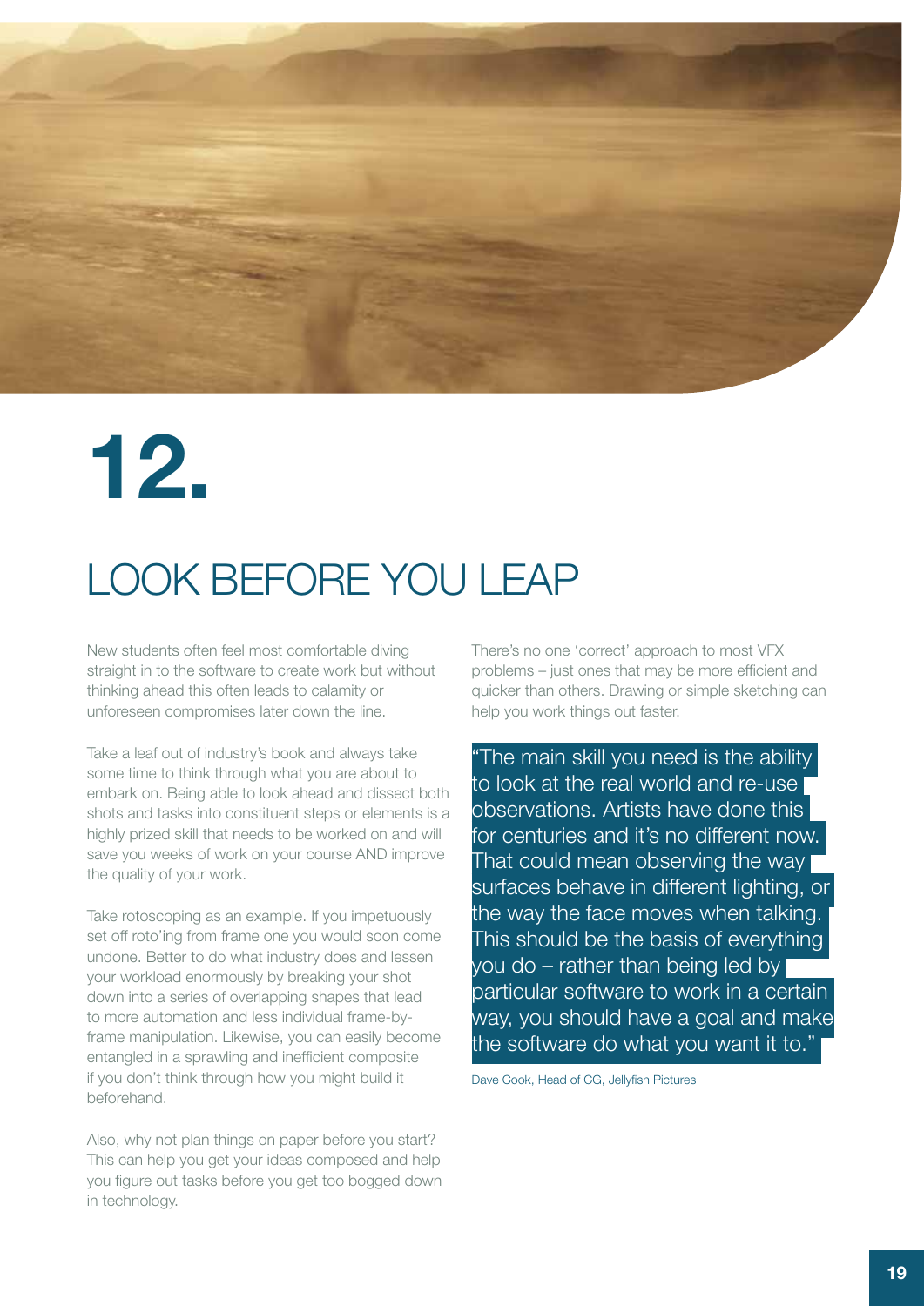# 12.

## LOOK BEFORE YOU LEAP

New students often feel most comfortable diving straight in to the software to create work but without thinking ahead this often leads to calamity or unforeseen compromises later down the line.

Take a leaf out of industry's book and always take some time to think through what you are about to embark on. Being able to look ahead and dissect both shots and tasks into constituent steps or elements is a highly prized skill that needs to be worked on and will save you weeks of work on your course AND improve the quality of your work.

Take rotoscoping as an example. If you impetuously set off roto'ing from frame one you would soon come undone. Better to do what industry does and lessen your workload enormously by breaking your shot down into a series of overlapping shapes that lead to more automation and less individual frame-by-frame manipulation. Likewise, you can easily become entangled in a sprawling and inefficient composite if you don't think through how you might build it beforehand.

Also, why not plan things on paper before you start? This can help you get your ideas composed and help you figure out tasks before you get too bogged down in technology.

There's no one 'correct' approach to most VFX problems – just ones that may be more efficient and quicker than others. Drawing or simple sketching can help you work things out faster.

> "The main skill you need is the ability to look at the real world and re-use observations. Artists have done this for centuries and it's no different now. That could mean observing the way surfaces behave in different lighting, or the way the face moves when talking. This should be the basis of everything you do – rather than being led by particular software to work in a certain way, you should have a goal and make the software do what you want it to."

Dave Cook, Head of CG, Jellyfish Pictures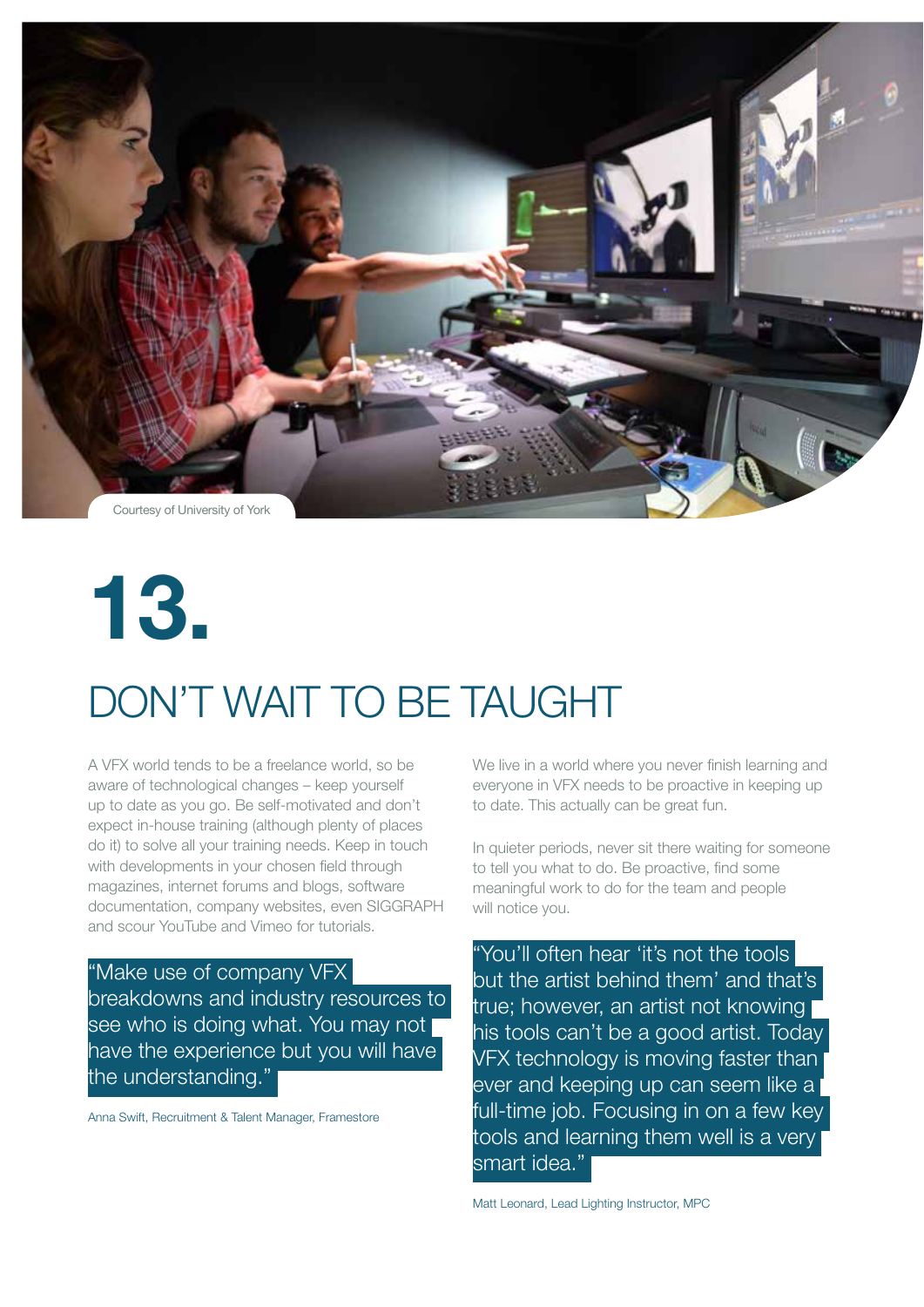Courtesy of University of York

# 13.

## DON'T WAIT TO BE TAUGHT

A VFX world tends to be a freelance world, so be aware of technological changes – keep yourself up to date as you go. Be self-motivated and don't expect in-house training (although plenty of places do it) to solve all your training needs. Keep in touch with developments in your chosen field through magazines, internet forums and blogs, software documentation, company websites, even SIGGRAPH and scour YouTube and Vimeo for tutorials.

> "Make use of company VFX breakdowns and industry resources to see who is doing what. You may not have the experience but you will have the understanding."

Anna Swift, Recruitment & Talent Manager, Framestore

We live in a world where you never finish learning and everyone in VFX needs to be proactive in keeping up to date. This actually can be great fun.

In quieter periods, never sit there waiting for someone to tell you what to do. Be proactive, find some meaningful work to do for the team and people will notice you.

> "You'll often hear 'it's not the tools but the artist behind them' and that's true; however, an artist not knowing his tools can't be a good artist. Today VFX technology is moving faster than ever and keeping up can seem like a full-time job. Focusing in on a few key tools and learning them well is a very smart idea."

Matt Leonard, Lead Lighting Instructor, MPC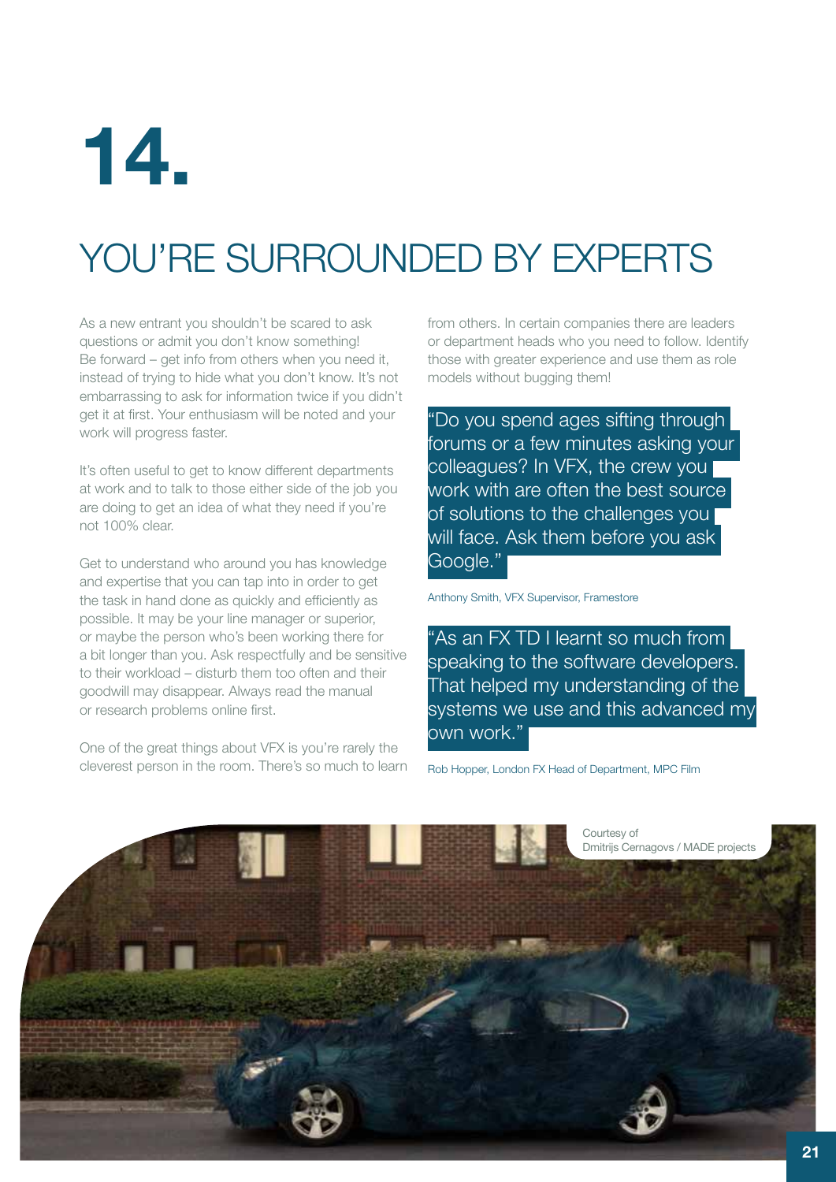# 14.

## YOU'RE SURROUNDED BY EXPERTS

As a new entrant you shouldn't be scared to ask questions or admit you don't know something! Be forward – get info from others when you need it, instead of trying to hide what you don't know. It's not embarrassing to ask for information twice if you didn't get it at first. Your enthusiasm will be noted and your work will progress faster.

It's often useful to get to know different departments at work and to talk to those either side of the job you are doing to get an idea of what they need if you're not 100% clear.

Get to understand who around you has knowledge and expertise that you can tap into in order to get the task in hand done as quickly and efficiently as possible. It may be your line manager or superior, or maybe the person who's been working there for a bit longer than you. Ask respectfully and be sensitive to their workload – disturb them too often and their goodwill may disappear. Always read the manual or research problems online first.

One of the great things about VFX is you're rarely the cleverest person in the room. There's so much to learn from others. In certain companies there are leaders or department heads who you need to follow. Identify those with greater experience and use them as role models without bugging them!

> "Do you spend ages sifting through forums or a few minutes asking your colleagues? In VFX, the crew you work with are often the best source of solutions to the challenges you will face. Ask them before you ask Google."

Anthony Smith, VFX Supervisor, Framestore

> "As an FX TD I learnt so much from speaking to the software developers. That helped my understanding of the systems we use and this advanced my own work."

Rob Hopper, London FX Head of Department, MPC Film

Courtesy of Dmitrijs Cernagovs / MADE projects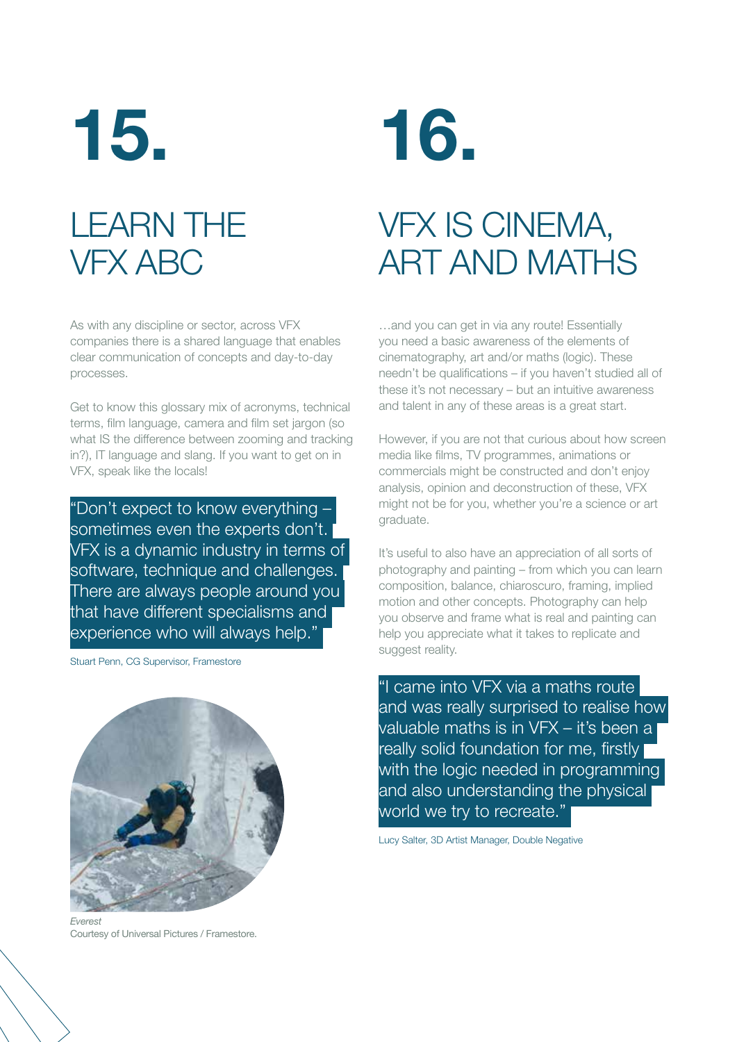# 15.

## LEARN THE VFX ABC

As with any discipline or sector, across VFX companies there is a shared language that enables clear communication of concepts and day-to-day processes.

Get to know this glossary mix of acronyms, technical terms, film language, camera and film set jargon (so what IS the difference between zooming and tracking in?), IT language and slang. If you want to get on in VFX, speak like the locals!

"Don't expect to know everything – sometimes even the experts don't. VFX is a dynamic industry in terms of software, technique and challenges. There are always people around you that have different specialisms and experience who will always help."

Stuart Penn, CG Supervisor, Framestore

*Everest*
Courtesy of Universal Pictures / Framestore.

# 16.

## VFX IS CINEMA, ART AND MATHS

…and you can get in via any route! Essentially you need a basic awareness of the elements of cinematography, art and/or maths (logic). These needn't be qualifications – if you haven't studied all of these it's not necessary – but an intuitive awareness and talent in any of these areas is a great start.

However, if you are not that curious about how screen media like films, TV programmes, animations or commercials might be constructed and don't enjoy analysis, opinion and deconstruction of these, VFX might not be for you, whether you're a science or art graduate.

It's useful to also have an appreciation of all sorts of photography and painting – from which you can learn composition, balance, chiaroscuro, framing, implied motion and other concepts. Photography can help you observe and frame what is real and painting can help you appreciate what it takes to replicate and suggest reality.

"I came into VFX via a maths route and was really surprised to realise how valuable maths is in VFX – it's been a really solid foundation for me, firstly with the logic needed in programming and also understanding the physical world we try to recreate."

Lucy Salter, 3D Artist Manager, Double Negative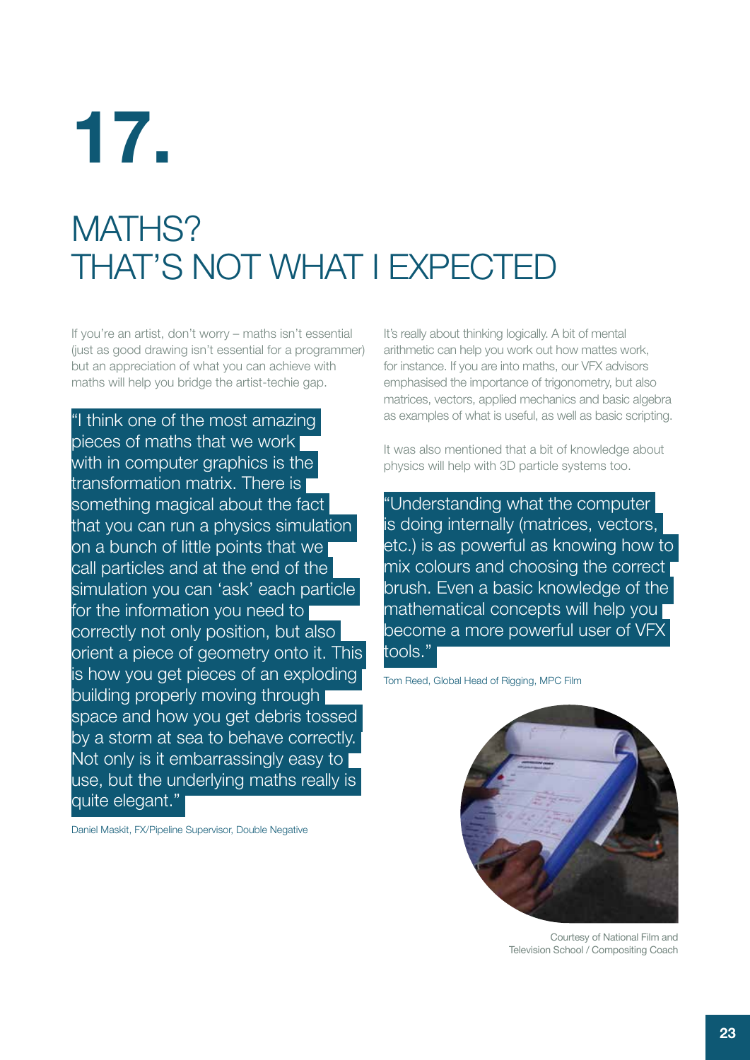# 17.

## MATHS? THAT'S NOT WHAT I EXPECTED

If you're an artist, don't worry – maths isn't essential (just as good drawing isn't essential for a programmer) but an appreciation of what you can achieve with maths will help you bridge the artist-techie gap.

"I think one of the most amazing pieces of maths that we work with in computer graphics is the transformation matrix. There is something magical about the fact that you can run a physics simulation on a bunch of little points that we call particles and at the end of the simulation you can 'ask' each particle for the information you need to correctly not only position, but also orient a piece of geometry onto it. This is how you get pieces of an exploding building properly moving through space and how you get debris tossed by a storm at sea to behave correctly. Not only is it embarrassingly easy to use, but the underlying maths really is quite elegant."

Daniel Maskit, FX/Pipeline Supervisor, Double Negative

It's really about thinking logically. A bit of mental arithmetic can help you work out how mattes work, for instance. If you are into maths, our VFX advisors emphasised the importance of trigonometry, but also matrices, vectors, applied mechanics and basic algebra as examples of what is useful, as well as basic scripting.

It was also mentioned that a bit of knowledge about physics will help with 3D particle systems too.

"Understanding what the computer is doing internally (matrices, vectors, etc.) is as powerful as knowing how to mix colours and choosing the correct brush. Even a basic knowledge of the mathematical concepts will help you become a more powerful user of VFX tools."

Tom Reed, Global Head of Rigging, MPC Film

Courtesy of National Film and Television School / Compositing Coach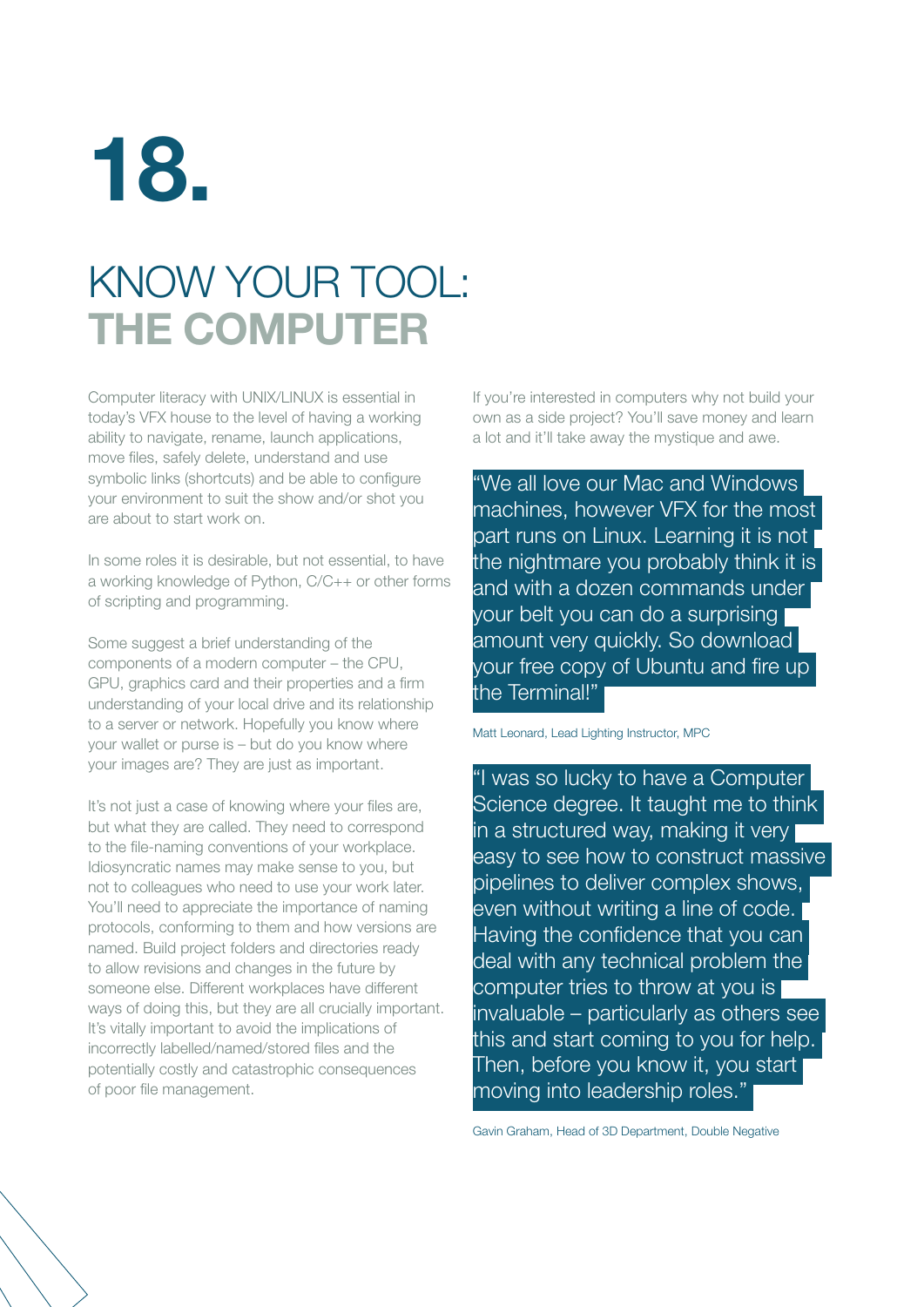# 18.

## KNOW YOUR TOOL: **THE COMPUTER**

Computer literacy with UNIX/LINUX is essential in today's VFX house to the level of having a working ability to navigate, rename, launch applications, move files, safely delete, understand and use symbolic links (shortcuts) and be able to configure your environment to suit the show and/or shot you are about to start work on.

In some roles it is desirable, but not essential, to have a working knowledge of Python, C/C++ or other forms of scripting and programming.

Some suggest a brief understanding of the components of a modern computer – the CPU, GPU, graphics card and their properties and a firm understanding of your local drive and its relationship to a server or network. Hopefully you know where your wallet or purse is – but do you know where your images are? They are just as important.

It's not just a case of knowing where your files are, but what they are called. They need to correspond to the file-naming conventions of your workplace. Idiosyncratic names may make sense to you, but not to colleagues who need to use your work later. You'll need to appreciate the importance of naming protocols, conforming to them and how versions are named. Build project folders and directories ready to allow revisions and changes in the future by someone else. Different workplaces have different ways of doing this, but they are all crucially important. It's vitally important to avoid the implications of incorrectly labelled/named/stored files and the potentially costly and catastrophic consequences of poor file management.

If you're interested in computers why not build your own as a side project? You'll save money and learn a lot and it'll take away the mystique and awe.

> "We all love our Mac and Windows machines, however VFX for the most part runs on Linux. Learning it is not the nightmare you probably think it is and with a dozen commands under your belt you can do a surprising amount very quickly. So download your free copy of Ubuntu and fire up the Terminal!"

Matt Leonard, Lead Lighting Instructor, MPC

> "I was so lucky to have a Computer Science degree. It taught me to think in a structured way, making it very easy to see how to construct massive pipelines to deliver complex shows, even without writing a line of code. Having the confidence that you can deal with any technical problem the computer tries to throw at you is invaluable – particularly as others see this and start coming to you for help. Then, before you know it, you start moving into leadership roles."

Gavin Graham, Head of 3D Department, Double Negative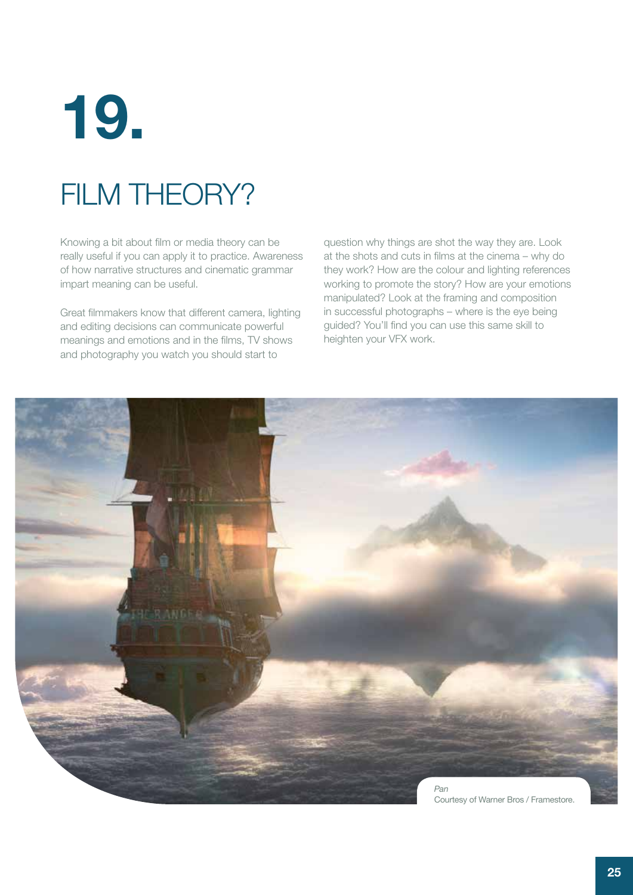# 19.

## FILM THEORY?

Knowing a bit about film or media theory can be really useful if you can apply it to practice. Awareness of how narrative structures and cinematic grammar impart meaning can be useful.

Great filmmakers know that different camera, lighting and editing decisions can communicate powerful meanings and emotions and in the films, TV shows and photography you watch you should start to question why things are shot the way they are. Look at the shots and cuts in films at the cinema – why do they work? How are the colour and lighting references working to promote the story? How are your emotions manipulated? Look at the framing and composition in successful photographs – where is the eye being guided? You'll find you can use this same skill to heighten your VFX work.

*Pan*
Courtesy of Warner Bros / Framestore.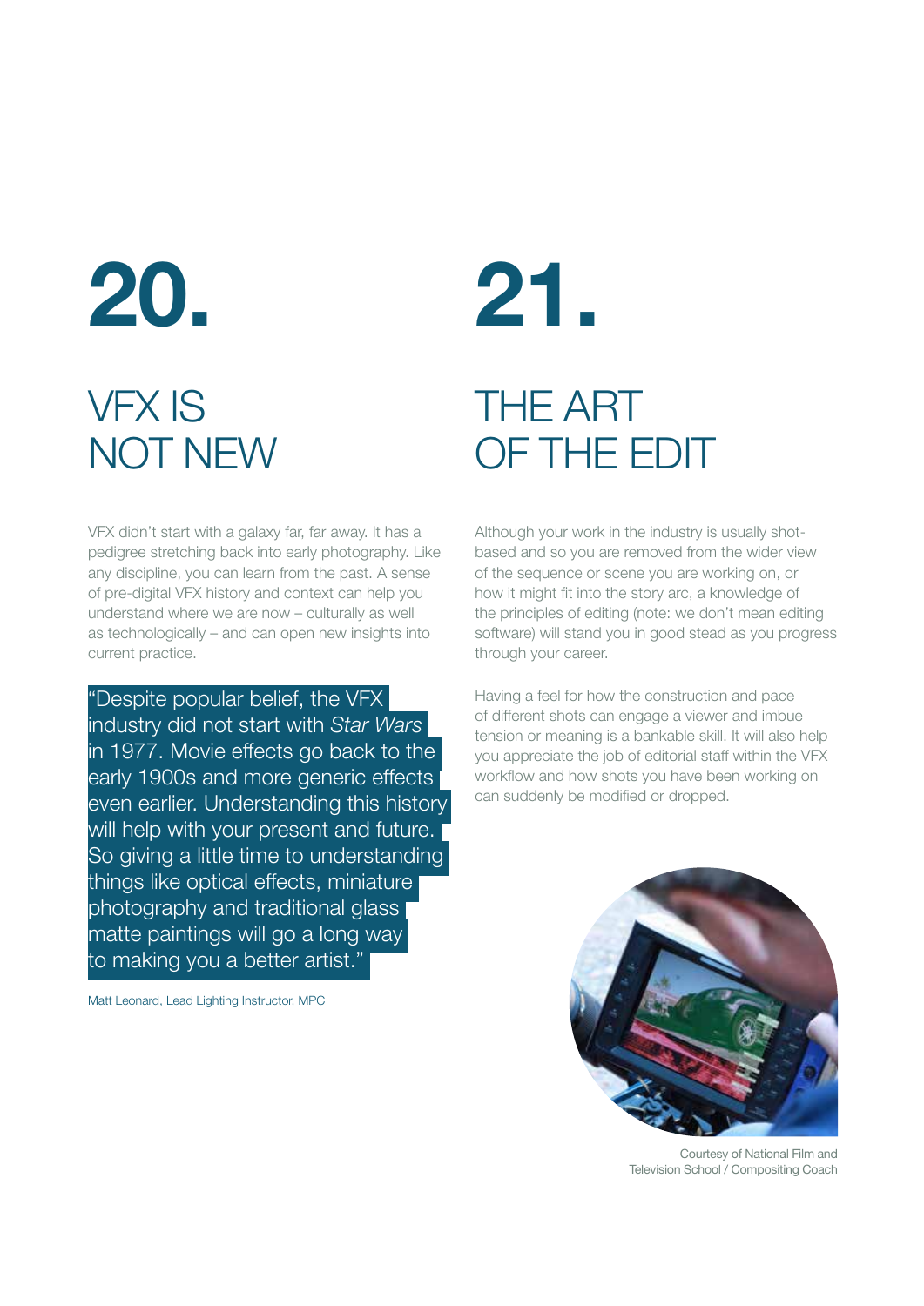# 20.

## VFX IS NOT NEW

VFX didn't start with a galaxy far, far away. It has a pedigree stretching back into early photography. Like any discipline, you can learn from the past. A sense of pre-digital VFX history and context can help you understand where we are now – culturally as well as technologically – and can open new insights into current practice.

"Despite popular belief, the VFX industry did not start with *Star Wars* in 1977. Movie effects go back to the early 1900s and more generic effects even earlier. Understanding this history will help with your present and future. So giving a little time to understanding things like optical effects, miniature photography and traditional glass matte paintings will go a long way to making you a better artist."

Matt Leonard, Lead Lighting Instructor, MPC

# 21.

## THE ART OF THE EDIT

Although your work in the industry is usually shot-based and so you are removed from the wider view of the sequence or scene you are working on, or how it might fit into the story arc, a knowledge of the principles of editing (note: we don't mean editing software) will stand you in good stead as you progress through your career.

Having a feel for how the construction and pace of different shots can engage a viewer and imbue tension or meaning is a bankable skill. It will also help you appreciate the job of editorial staff within the VFX workflow and how shots you have been working on can suddenly be modified or dropped.

Courtesy of National Film and Television School / Compositing Coach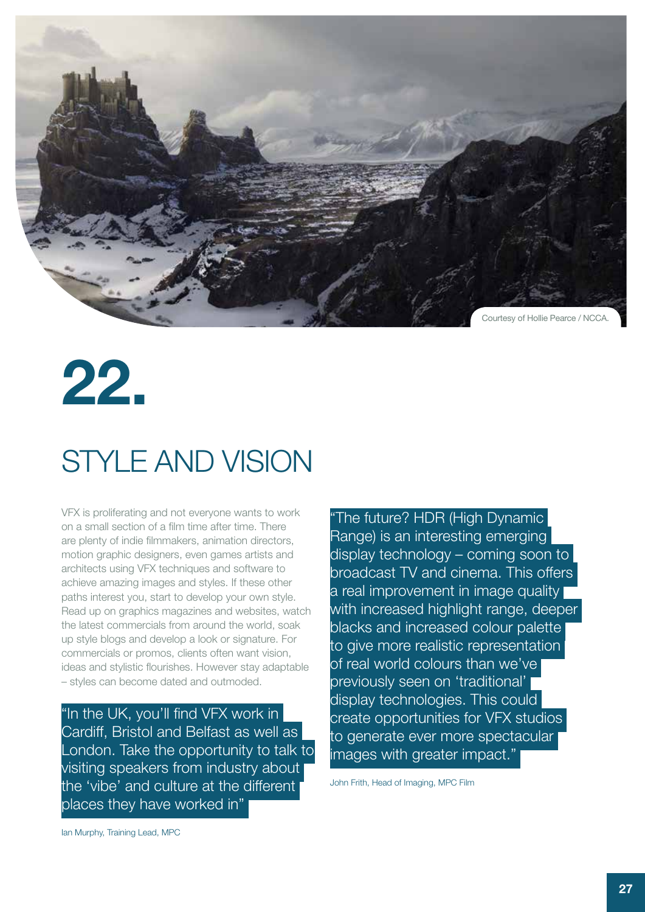Courtesy of Hollie Pearce / NCCA.

# 22.

## STYLE AND VISION

VFX is proliferating and not everyone wants to work on a small section of a film time after time. There are plenty of indie filmmakers, animation directors, motion graphic designers, even games artists and architects using VFX techniques and software to achieve amazing images and styles. If these other paths interest you, start to develop your own style. Read up on graphics magazines and websites, watch the latest commercials from around the world, soak up style blogs and develop a look or signature. For commercials or promos, clients often want vision, ideas and stylistic flourishes. However stay adaptable – styles can become dated and outmoded.

> "In the UK, you'll find VFX work in Cardiff, Bristol and Belfast as well as London. Take the opportunity to talk to visiting speakers from industry about the 'vibe' and culture at the different places they have worked in"

Ian Murphy, Training Lead, MPC

> "The future? HDR (High Dynamic Range) is an interesting emerging display technology – coming soon to broadcast TV and cinema. This offers a real improvement in image quality with increased highlight range, deeper blacks and increased colour palette to give more realistic representation of real world colours than we've previously seen on 'traditional' display technologies. This could create opportunities for VFX studios to generate ever more spectacular images with greater impact."

John Frith, Head of Imaging, MPC Film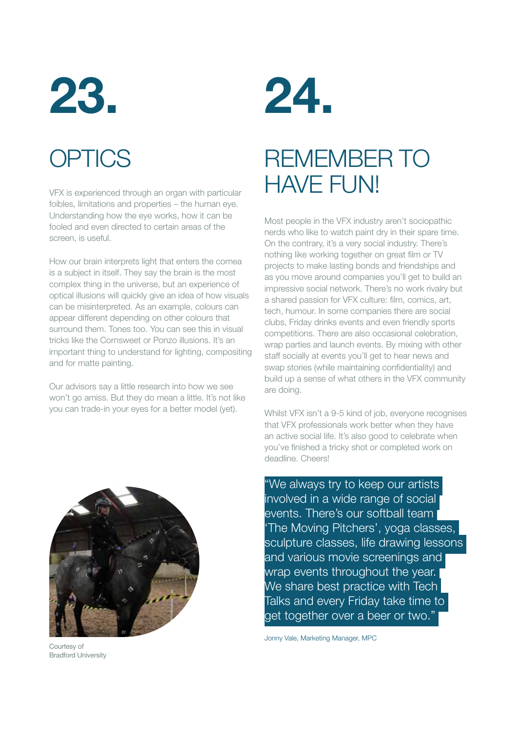# 23.

## OPTICS

VFX is experienced through an organ with particular foibles, limitations and properties – the human eye. Understanding how the eye works, how it can be fooled and even directed to certain areas of the screen, is useful.

How our brain interprets light that enters the cornea is a subject in itself. They say the brain is the most complex thing in the universe, but an experience of optical illusions will quickly give an idea of how visuals can be misinterpreted. As an example, colours can appear different depending on other colours that surround them. Tones too. You can see this in visual tricks like the Cornsweet or Ponzo illusions. It's an important thing to understand for lighting, compositing and for matte painting.

Our advisors say a little research into how we see won't go amiss. But they do mean a little. It's not like you can trade-in your eyes for a better model (yet).

Courtesy of Bradford University

# 24.

## REMEMBER TO HAVE FUN!

Most people in the VFX industry aren't sociopathic nerds who like to watch paint dry in their spare time. On the contrary, it's a very social industry. There's nothing like working together on great film or TV projects to make lasting bonds and friendships and as you move around companies you'll get to build an impressive social network. There's no work rivalry but a shared passion for VFX culture: film, comics, art, tech, humour. In some companies there are social clubs, Friday drinks events and even friendly sports competitions. There are also occasional celebration, wrap parties and launch events. By mixing with other staff socially at events you'll get to hear news and swap stories (while maintaining confidentiality) and build up a sense of what others in the VFX community are doing.

Whilst VFX isn't a 9-5 kind of job, everyone recognises that VFX professionals work better when they have an active social life. It's also good to celebrate when you've finished a tricky shot or completed work on deadline. Cheers!

> "We always try to keep our artists involved in a wide range of social events. There's our softball team 'The Moving Pitchers', yoga classes, sculpture classes, life drawing lessons and various movie screenings and wrap events throughout the year. We share best practice with Tech Talks and every Friday take time to get together over a beer or two."

Jonny Vale, Marketing Manager, MPC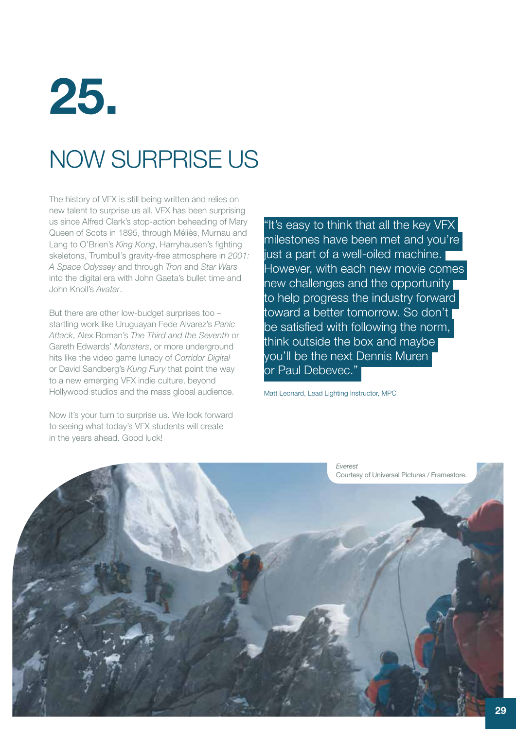# 25.

## NOW SURPRISE US

The history of VFX is still being written and relies on new talent to surprise us all. VFX has been surprising us since Alfred Clark's stop-action beheading of Mary Queen of Scots in 1895, through Méliès, Murnau and Lang to O'Brien's *King Kong*, Harryhausen's fighting skeletons, Trumbull's gravity-free atmosphere in *2001: A Space Odyssey* and through *Tron* and *Star Wars* into the digital era with John Gaeta's bullet time and John Knoll's *Avatar*.

But there are other low-budget surprises too – startling work like Uruguayan Fede Alvarez's *Panic Attack*, Alex Roman's *The Third and the Seventh* or Gareth Edwards' *Monsters*, or more underground hits like the video game lunacy of *Corridor Digital* or David Sandberg's *Kung Fury* that point the way to a new emerging VFX indie culture, beyond Hollywood studios and the mass global audience.

Now it's your turn to surprise us. We look forward to seeing what today's VFX students will create in the years ahead. Good luck!

> "It's easy to think that all the key VFX milestones have been met and you're just a part of a well-oiled machine. However, with each new movie comes new challenges and the opportunity to help progress the industry forward toward a better tomorrow. So don't be satisfied with following the norm, think outside the box and maybe you'll be the next Dennis Muren or Paul Debevec."

Matt Leonard, Lead Lighting Instructor, MPC

*Everest*
Courtesy of Universal Pictures / Framestore.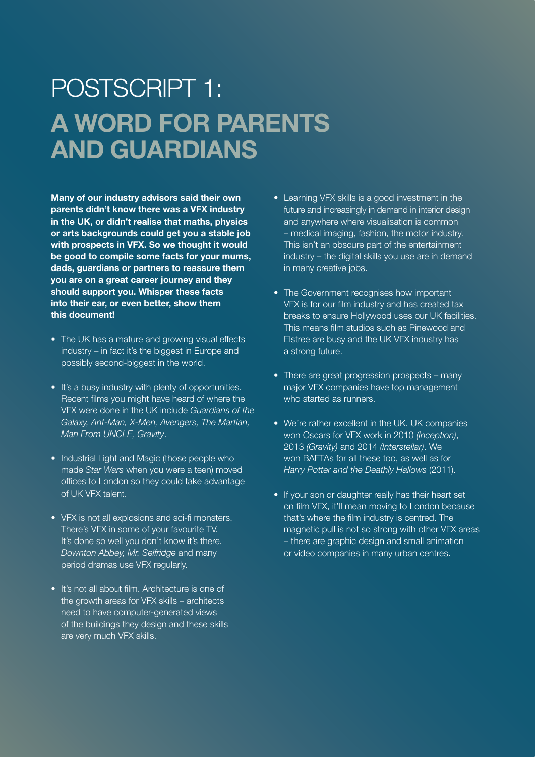# POSTSCRIPT 1: A WORD FOR PARENTS AND GUARDIANS

**Many of our industry advisors said their own parents didn't know there was a VFX industry in the UK, or didn't realise that maths, physics or arts backgrounds could get you a stable job with prospects in VFX. So we thought it would be good to compile some facts for your mums, dads, guardians or partners to reassure them you are on a great career journey and they should support you. Whisper these facts into their ear, or even better, show them this document!**

- The UK has a mature and growing visual effects industry – in fact it's the biggest in Europe and possibly second-biggest in the world.

- It's a busy industry with plenty of opportunities. Recent films you might have heard of where the VFX were done in the UK include *Guardians of the Galaxy, Ant-Man, X-Men, Avengers, The Martian, Man From UNCLE, Gravity*.

- Industrial Light and Magic (those people who made *Star Wars* when you were a teen) moved offices to London so they could take advantage of UK VFX talent.

- VFX is not all explosions and sci-fi monsters. There's VFX in some of your favourite TV. It's done so well you don't know it's there. *Downton Abbey, Mr. Selfridge* and many period dramas use VFX regularly.

- It's not all about film. Architecture is one of the growth areas for VFX skills – architects need to have computer-generated views of the buildings they design and these skills are very much VFX skills.

- Learning VFX skills is a good investment in the future and increasingly in demand in interior design and anywhere where visualisation is common – medical imaging, fashion, the motor industry. This isn't an obscure part of the entertainment industry – the digital skills you use are in demand in many creative jobs.

- The Government recognises how important VFX is for our film industry and has created tax breaks to ensure Hollywood uses our UK facilities. This means film studios such as Pinewood and Elstree are busy and the UK VFX industry has a strong future.

- There are great progression prospects – many major VFX companies have top management who started as runners.

- We're rather excellent in the UK. UK companies won Oscars for VFX work in 2010 *(Inception)*, 2013 *(Gravity)* and 2014 *(Interstellar)*. We won BAFTAs for all these too, as well as for *Harry Potter and the Deathly Hallows* (2011).

- If your son or daughter really has their heart set on film VFX, it'll mean moving to London because that's where the film industry is centred. The magnetic pull is not so strong with other VFX areas – there are graphic design and small animation or video companies in many urban centres.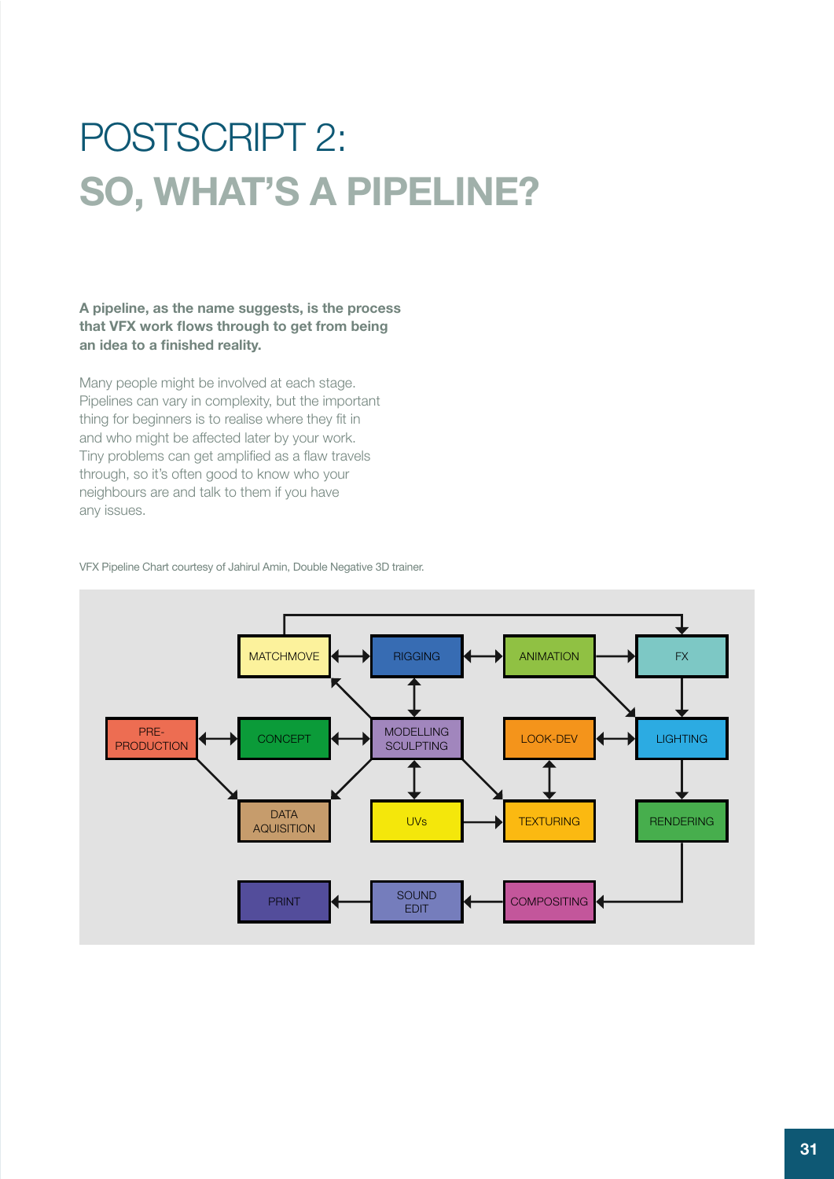# POSTSCRIPT 2:
## SO, WHAT'S A PIPELINE?

**A pipeline, as the name suggests, is the process that VFX work flows through to get from being an idea to a finished reality.**

Many people might be involved at each stage. Pipelines can vary in complexity, but the important thing for beginners is to realise where they fit in and who might be affected later by your work. Tiny problems can get amplified as a flaw travels through, so it's often good to know who your neighbours are and talk to them if you have any issues.

VFX Pipeline Chart courtesy of Jahirul Amin, Double Negative 3D trainer.

MATCHMOVE | RIGGING | ANIMATION | FX

PRE-PRODUCTION | CONCEPT | MODELLING SCULPTING | LOOK-DEV | LIGHTING

DATA AQUISITION | UVs | TEXTURING | RENDERING

PRINT | SOUND EDIT | COMPOSITING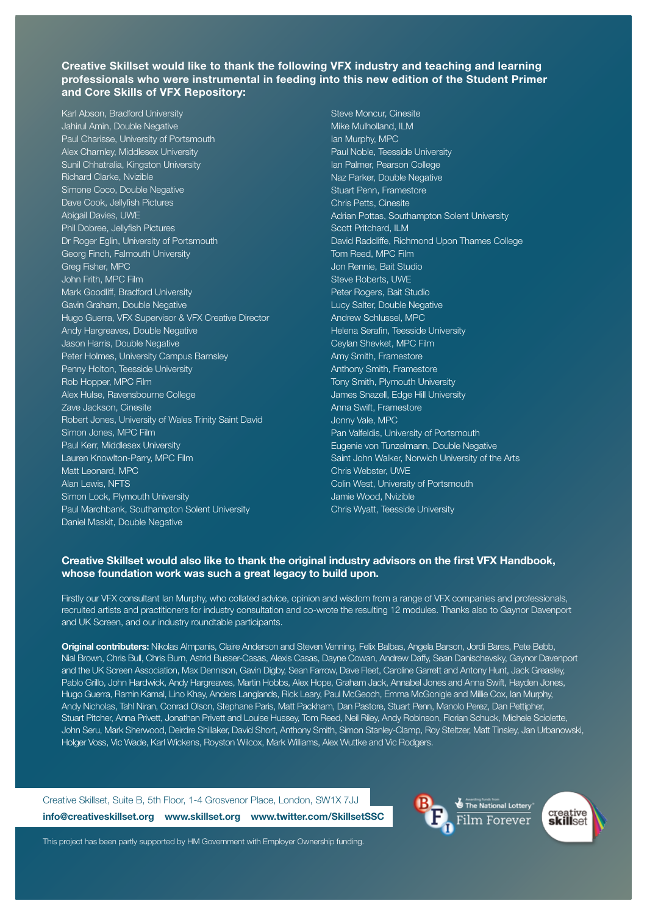**Creative Skillset would like to thank the following VFX industry and teaching and learning professionals who were instrumental in feeding into this new edition of the Student Primer and Core Skills of VFX Repository:**

Karl Abson, Bradford University
Jahirul Amin, Double Negative
Paul Charisse, University of Portsmouth
Alex Charnley, Middlesex University
Sunil Chhatralia, Kingston University
Richard Clarke, Nvizible
Simone Coco, Double Negative
Dave Cook, Jellyfish Pictures
Abigail Davies, UWE
Phil Dobree, Jellyfish Pictures
Dr Roger Eglin, University of Portsmouth
Georg Finch, Falmouth University
Greg Fisher, MPC
John Frith, MPC Film
Mark Goodliff, Bradford University
Gavin Graham, Double Negative
Hugo Guerra, VFX Supervisor & VFX Creative Director
Andy Hargreaves, Double Negative
Jason Harris, Double Negative
Peter Holmes, University Campus Barnsley
Penny Holton, Teesside University
Rob Hopper, MPC Film
Alex Hulse, Ravensbourne College
Zave Jackson, Cinesite
Robert Jones, University of Wales Trinity Saint David
Simon Jones, MPC Film
Paul Kerr, Middlesex University
Lauren Knowlton-Parry, MPC Film
Matt Leonard, MPC
Alan Lewis, NFTS
Simon Lock, Plymouth University
Paul Marchbank, Southampton Solent University
Daniel Maskit, Double Negative
Steve Moncur, Cinesite
Mike Mulholland, ILM
Ian Murphy, MPC
Paul Noble, Teesside University
Ian Palmer, Pearson College
Naz Parker, Double Negative
Stuart Penn, Framestore
Chris Petts, Cinesite
Adrian Pottas, Southampton Solent University
Scott Pritchard, ILM
David Radcliffe, Richmond Upon Thames College
Tom Reed, MPC Film
Jon Rennie, Bait Studio
Steve Roberts, UWE
Peter Rogers, Bait Studio
Lucy Salter, Double Negative
Andrew Schlussel, MPC
Helena Serafin, Teesside University
Ceylan Shevket, MPC Film
Amy Smith, Framestore
Anthony Smith, Framestore
Tony Smith, Plymouth University
James Snazell, Edge Hill University
Anna Swift, Framestore
Jonny Vale, MPC
Pan Valfeldis, University of Portsmouth
Eugenie von Tunzelmann, Double Negative
Saint John Walker, Norwich University of the Arts
Chris Webster, UWE
Colin West, University of Portsmouth
Jamie Wood, Nvizible
Chris Wyatt, Teesside University

**Creative Skillset would also like to thank the original industry advisors on the first VFX Handbook, whose foundation work was such a great legacy to build upon.**

Firstly our VFX consultant Ian Murphy, who collated advice, opinion and wisdom from a range of VFX companies and professionals, recruited artists and practitioners for industry consultation and co-wrote the resulting 12 modules. Thanks also to Gaynor Davenport and UK Screen, and our industry roundtable participants.

**Original contributers:** Nikolas Almpanis, Claire Anderson and Steven Venning, Felix Balbas, Angela Barson, Jordi Bares, Pete Bebb, Nial Brown, Chris Bull, Chris Burn, Astrid Busser-Casas, Alexis Casas, Dayne Cowan, Andrew Daffy, Sean Danischevsky, Gaynor Davenport and the UK Screen Association, Max Dennison, Gavin Digby, Sean Farrow, Dave Fleet, Caroline Garrett and Antony Hunt, Jack Greasley, Pablo Grillo, John Hardwick, Andy Hargreaves, Martin Hobbs, Alex Hope, Graham Jack, Annabel Jones and Anna Swift, Hayden Jones, Hugo Guerra, Ramin Kamal, Lino Khay, Anders Langlands, Rick Leary, Paul McGeoch, Emma McGonigle and Millie Cox, Ian Murphy, Andy Nicholas, Tahl Niran, Conrad Olson, Stephane Paris, Matt Packham, Dan Pastore, Stuart Penn, Manolo Perez, Dan Pettipher, Stuart Pitcher, Anna Privett, Jonathan Privett and Louise Hussey, Tom Reed, Neil Riley, Andy Robinson, Florian Schuck, Michele Sciolette, John Seru, Mark Sherwood, Deirdre Shillaker, David Short, Anthony Smith, Simon Stanley-Clamp, Roy Steltzer, Matt Tinsley, Jan Urbanowski, Holger Voss, Vic Wade, Karl Wickens, Royston Wilcox, Mark Williams, Alex Wuttke and Vic Rodgers.

Creative Skillset, Suite B, 5th Floor, 1-4 Grosvenor Place, London, SW1X 7JJ
**info@creativeskillset.org** **www.skillset.org** **www.twitter.com/SkillsetSSC**

BFI — Awarding funds from The National Lottery — Film Forever
creative skillset

This project has been partly supported by HM Government with Employer Ownership funding.